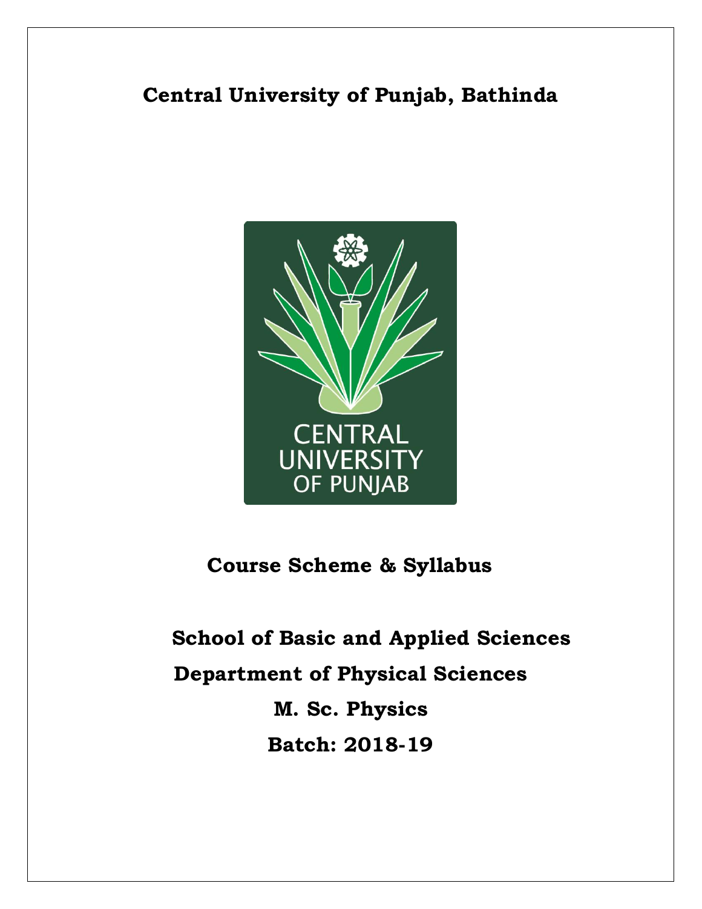# Central University of Punjab, Bathinda

CENTRAL UNIVERSITY OF PUNJAB

## Course Scheme & Syllabus

## School of Basic and Applied Sciences

## Department of Physical Sciences

## M. Sc. Physics

## Batch: 2018-19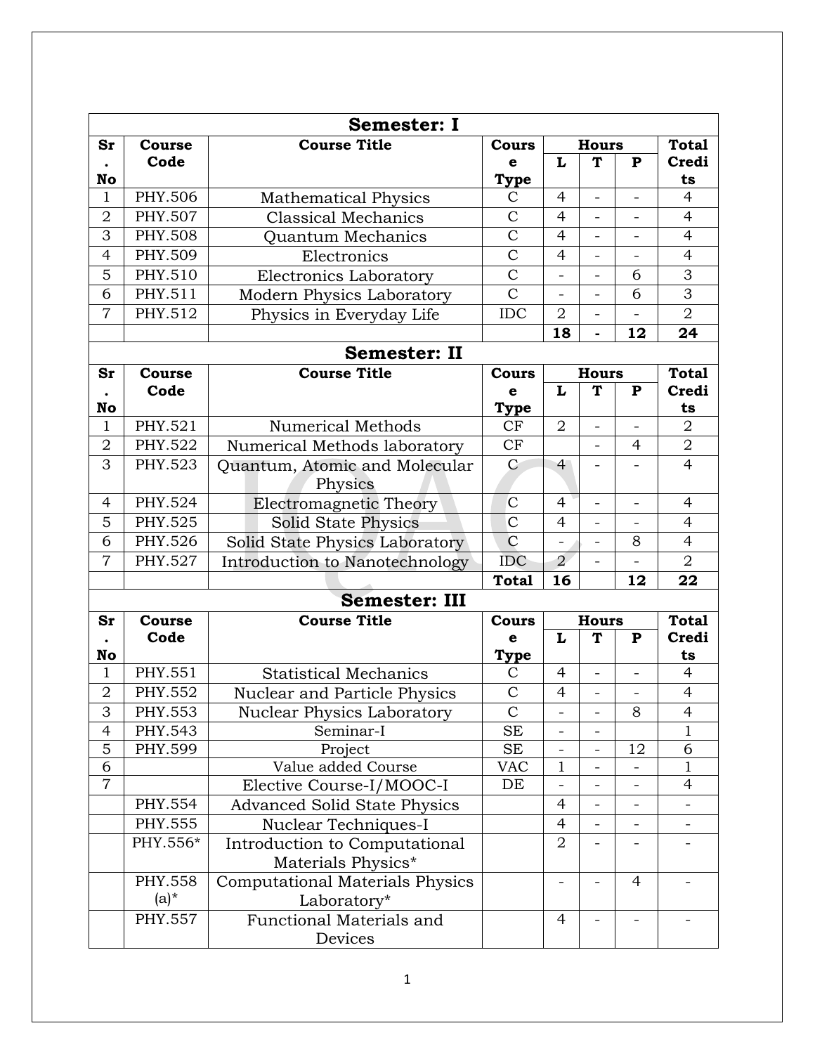| Semester: I | | | | | | | |
|---|---|---|---|---|---|---|---|
| Sr. No | Course Code | Course Title | Course Type | Hours | | | Total Credits |
| | | | | L | T | P | |
| 1 | PHY.506 | Mathematical Physics | C | 4 | - | - | 4 |
| 2 | PHY.507 | Classical Mechanics | C | 4 | - | - | 4 |
| 3 | PHY.508 | Quantum Mechanics | C | 4 | - | - | 4 |
| 4 | PHY.509 | Electronics | C | 4 | - | - | 4 |
| 5 | PHY.510 | Electronics Laboratory | C | - | - | 6 | 3 |
| 6 | PHY.511 | Modern Physics Laboratory | C | - | - | 6 | 3 |
| 7 | PHY.512 | Physics in Everyday Life | IDC | 2 | - | - | 2 |
| | | | | **18** | **-** | **12** | **24** |

| Semester: II | | | | | | | |
|---|---|---|---|---|---|---|---|
| Sr. No | Course Code | Course Title | Course Type | Hours | | | Total Credits |
| | | | | L | T | P | |
| 1 | PHY.521 | Numerical Methods | CF | 2 | - | - | 2 |
| 2 | PHY.522 | Numerical Methods laboratory | CF | | - | 4 | 2 |
| 3 | PHY.523 | Quantum, Atomic and Molecular Physics | C | 4 | - | - | 4 |
| 4 | PHY.524 | Electromagnetic Theory | C | 4 | - | - | 4 |
| 5 | PHY.525 | Solid State Physics | C | 4 | - | - | 4 |
| 6 | PHY.526 | Solid State Physics Laboratory | C | - | - | 8 | 4 |
| 7 | PHY.527 | Introduction to Nanotechnology | IDC | 2 | - | - | 2 |
| | | | **Total** | **16** | | **12** | **22** |

| Semester: III | | | | | | | |
|---|---|---|---|---|---|---|---|
| Sr. No | Course Code | Course Title | Course Type | Hours | | | Total Credits |
| | | | | L | T | P | |
| 1 | PHY.551 | Statistical Mechanics | C | 4 | - | - | 4 |
| 2 | PHY.552 | Nuclear and Particle Physics | C | 4 | - | - | 4 |
| 3 | PHY.553 | Nuclear Physics Laboratory | C | - | - | 8 | 4 |
| 4 | PHY.543 | Seminar-I | SE | - | - | | 1 |
| 5 | PHY.599 | Project | SE | - | - | 12 | 6 |
| 6 | | Value added Course | VAC | 1 | - | - | 1 |
| 7 | | Elective Course-I/MOOC-I | DE | - | - | - | 4 |
| | PHY.554 | Advanced Solid State Physics | | 4 | - | - | - |
| | PHY.555 | Nuclear Techniques-I | | 4 | - | - | - |
| | PHY.556* | Introduction to Computational Materials Physics* | | 2 | - | - | - |
| | PHY.558 (a)* | Computational Materials Physics Laboratory* | | - | - | 4 | - |
| | PHY.557 | Functional Materials and Devices | | 4 | - | - | - |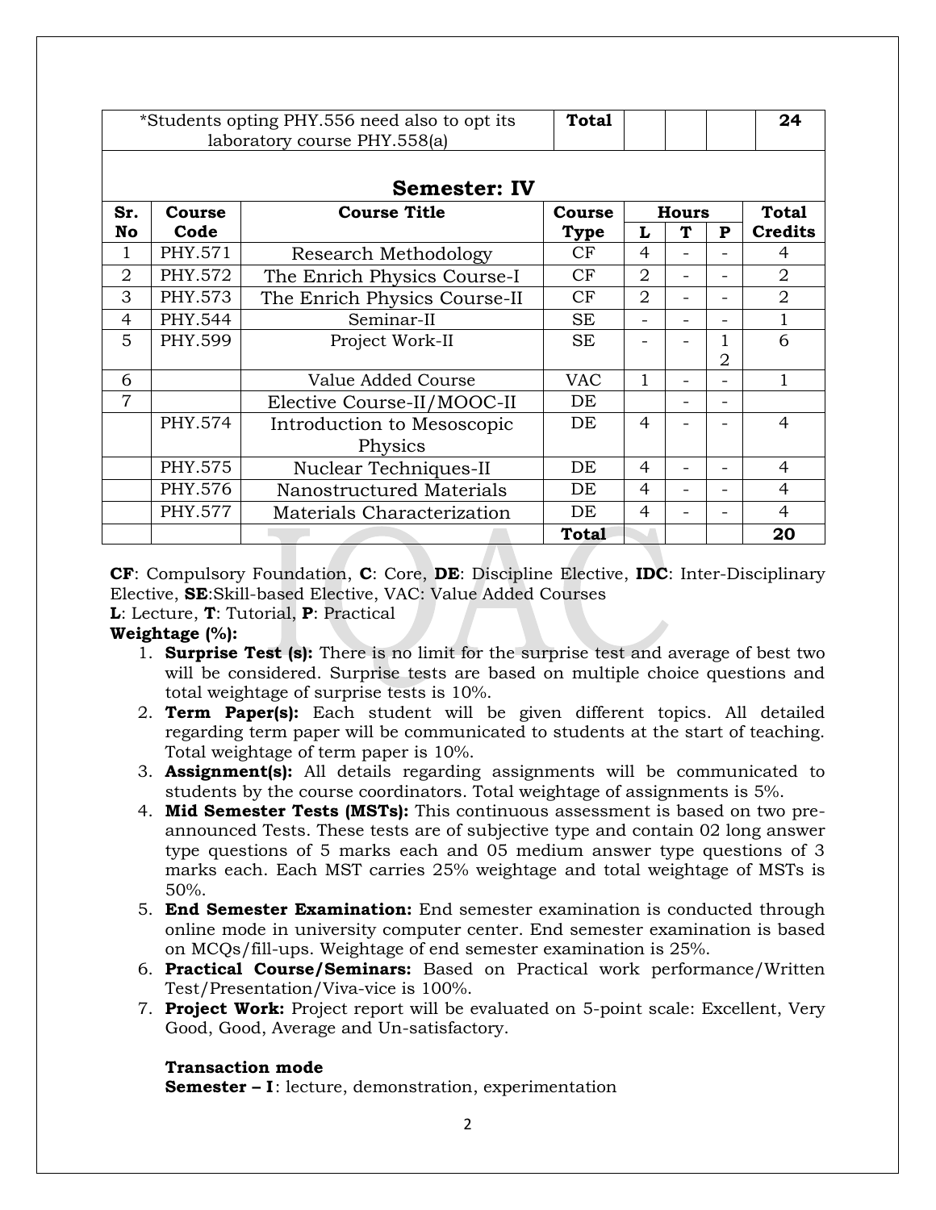| *Students opting PHY.556 need also to opt its laboratory course PHY.558(a) | Total | | | | 24 |
|---|---|---|---|---|---|

## Semester: IV

| Sr. No | Course Code | Course Title | Course Type | Hours L | T | P | Total Credits |
|---|---|---|---|---|---|---|---|
| 1 | PHY.571 | Research Methodology | CF | 4 | - | - | 4 |
| 2 | PHY.572 | The Enrich Physics Course-I | CF | 2 | - | - | 2 |
| 3 | PHY.573 | The Enrich Physics Course-II | CF | 2 | - | - | 2 |
| 4 | PHY.544 | Seminar-II | SE | - | - | - | 1 |
| 5 | PHY.599 | Project Work-II | SE | - | - | 12 | 6 |
| 6 | | Value Added Course | VAC | 1 | - | - | 1 |
| 7 | | Elective Course-II/MOOC-II | DE | | - | - | |
| | PHY.574 | Introduction to Mesoscopic Physics | DE | 4 | - | - | 4 |
| | PHY.575 | Nuclear Techniques-II | DE | 4 | - | - | 4 |
| | PHY.576 | Nanostructured Materials | DE | 4 | - | - | 4 |
| | PHY.577 | Materials Characterization | DE | 4 | - | - | 4 |
| | | | **Total** | | | | **20** |

**CF**: Compulsory Foundation, **C**: Core, **DE**: Discipline Elective, **IDC**: Inter-Disciplinary Elective, **SE**:Skill-based Elective, VAC: Value Added Courses

**L**: Lecture, **T**: Tutorial, **P**: Practical

**Weightage (%):**

1. **Surprise Test (s):** There is no limit for the surprise test and average of best two will be considered. Surprise tests are based on multiple choice questions and total weightage of surprise tests is 10%.
2. **Term Paper(s):** Each student will be given different topics. All detailed regarding term paper will be communicated to students at the start of teaching. Total weightage of term paper is 10%.
3. **Assignment(s):** All details regarding assignments will be communicated to students by the course coordinators. Total weightage of assignments is 5%.
4. **Mid Semester Tests (MSTs):** This continuous assessment is based on two pre-announced Tests. These tests are of subjective type and contain 02 long answer type questions of 5 marks each and 05 medium answer type questions of 3 marks each. Each MST carries 25% weightage and total weightage of MSTs is 50%.
5. **End Semester Examination:** End semester examination is conducted through online mode in university computer center. End semester examination is based on MCQs/fill-ups. Weightage of end semester examination is 25%.
6. **Practical Course/Seminars:** Based on Practical work performance/Written Test/Presentation/Viva-vice is 100%.
7. **Project Work:** Project report will be evaluated on 5-point scale: Excellent, Very Good, Good, Average and Un-satisfactory.

**Transaction mode**

**Semester – I**: lecture, demonstration, experimentation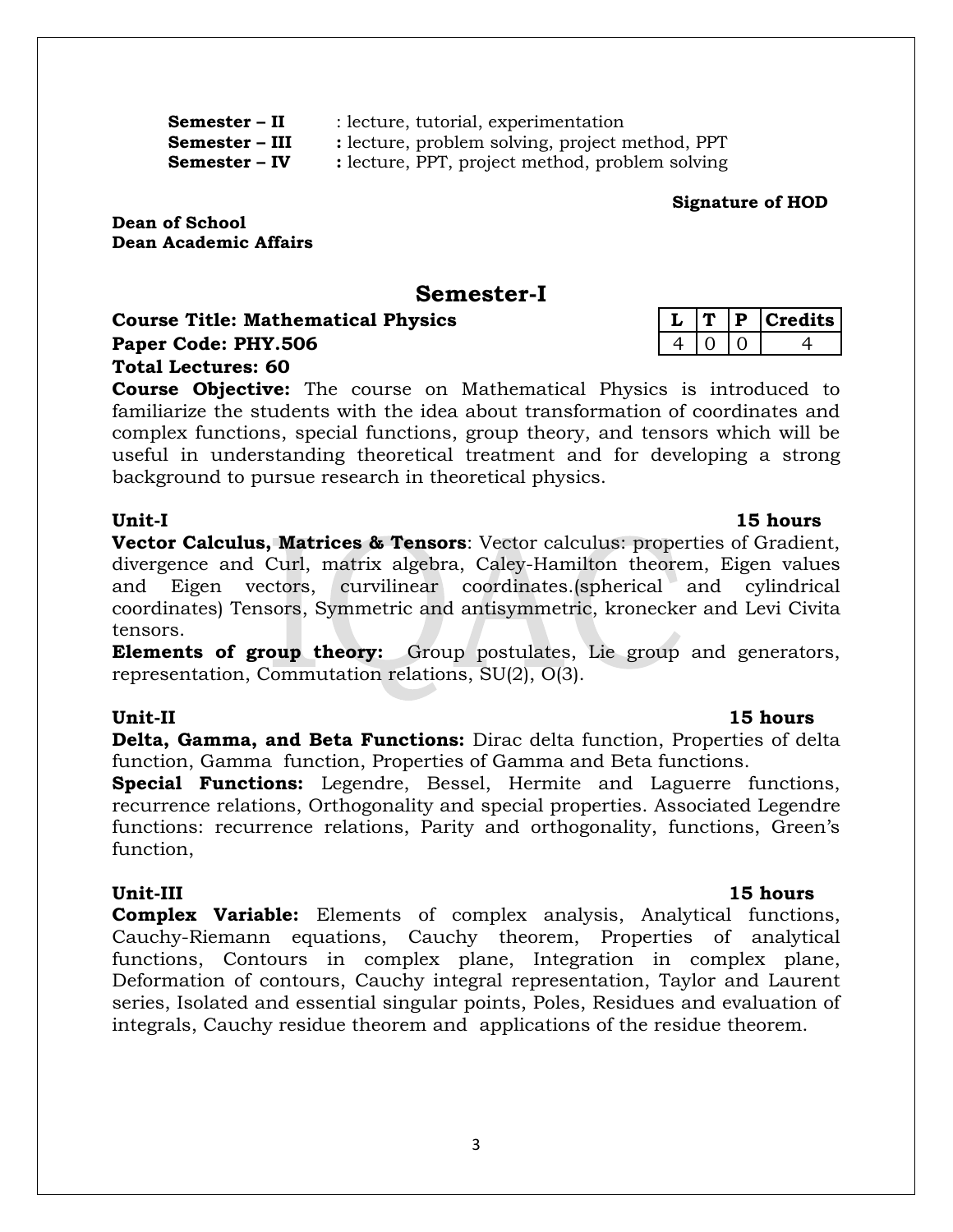**Semester – II** : lecture, tutorial, experimentation
**Semester – III** : lecture, problem solving, project method, PPT
**Semester – IV** : lecture, PPT, project method, problem solving

**Signature of HOD**

**Dean of School**
**Dean Academic Affairs**

## Semester-I

**Course Title: Mathematical Physics**
**Paper Code: PHY.506**
**Total Lectures: 60**

| L | T | P | Credits |
|---|---|---|---|
| 4 | 0 | 0 | 4 |

**Course Objective:** The course on Mathematical Physics is introduced to familiarize the students with the idea about transformation of coordinates and complex functions, special functions, group theory, and tensors which will be useful in understanding theoretical treatment and for developing a strong background to pursue research in theoretical physics.

**Unit-I 15 hours**

**Vector Calculus, Matrices & Tensors**: Vector calculus: properties of Gradient, divergence and Curl, matrix algebra, Caley-Hamilton theorem, Eigen values and Eigen vectors, curvilinear coordinates.(spherical and cylindrical coordinates) Tensors, Symmetric and antisymmetric, kronecker and Levi Civita tensors.

**Elements of group theory:** Group postulates, Lie group and generators, representation, Commutation relations, SU(2), O(3).

**Unit-II 15 hours**

**Delta, Gamma, and Beta Functions:** Dirac delta function, Properties of delta function, Gamma function, Properties of Gamma and Beta functions.

**Special Functions:** Legendre, Bessel, Hermite and Laguerre functions, recurrence relations, Orthogonality and special properties. Associated Legendre functions: recurrence relations, Parity and orthogonality, functions, Green's function,

**Unit-III 15 hours**

**Complex Variable:** Elements of complex analysis, Analytical functions, Cauchy-Riemann equations, Cauchy theorem, Properties of analytical functions, Contours in complex plane, Integration in complex plane, Deformation of contours, Cauchy integral representation, Taylor and Laurent series, Isolated and essential singular points, Poles, Residues and evaluation of integrals, Cauchy residue theorem and applications of the residue theorem.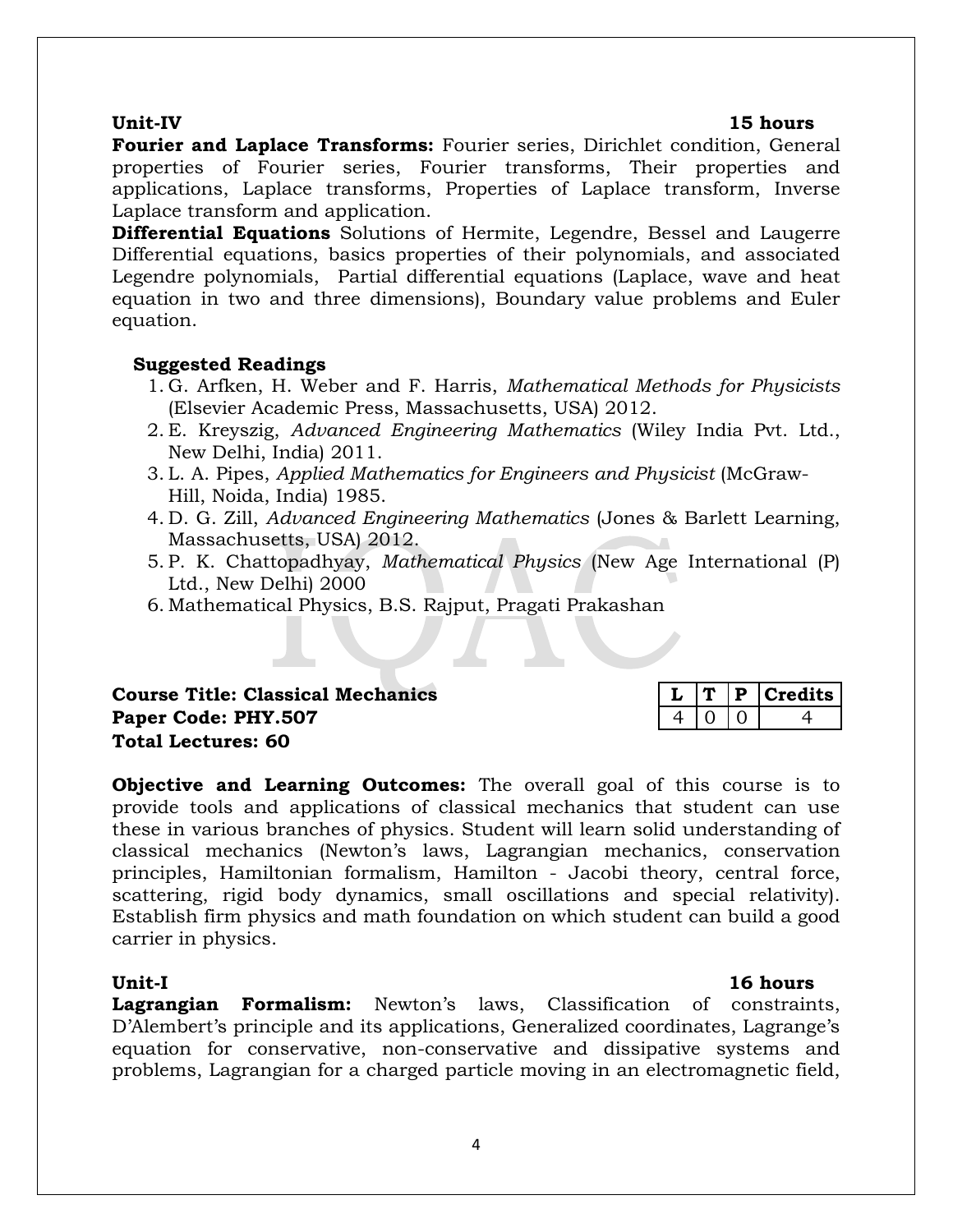**Unit-IV** **15 hours**

**Fourier and Laplace Transforms:** Fourier series, Dirichlet condition, General properties of Fourier series, Fourier transforms, Their properties and applications, Laplace transforms, Properties of Laplace transform, Inverse Laplace transform and application.

**Differential Equations** Solutions of Hermite, Legendre, Bessel and Laugerre Differential equations, basics properties of their polynomials, and associated Legendre polynomials, Partial differential equations (Laplace, wave and heat equation in two and three dimensions), Boundary value problems and Euler equation.

**Suggested Readings**

1. G. Arfken, H. Weber and F. Harris, *Mathematical Methods for Physicists* (Elsevier Academic Press, Massachusetts, USA) 2012.
2. E. Kreyszig, *Advanced Engineering Mathematics* (Wiley India Pvt. Ltd., New Delhi, India) 2011.
3. L. A. Pipes, *Applied Mathematics for Engineers and Physicist* (McGraw-Hill, Noida, India) 1985.
4. D. G. Zill, *Advanced Engineering Mathematics* (Jones & Barlett Learning, Massachusetts, USA) 2012.
5. P. K. Chattopadhyay, *Mathematical Physics* (New Age International (P) Ltd., New Delhi) 2000
6. Mathematical Physics, B.S. Rajput, Pragati Prakashan

**Course Title: Classical Mechanics**
**Paper Code: PHY.507**
**Total Lectures: 60**

| L | T | P | Credits |
|---|---|---|---|
| 4 | 0 | 0 | 4 |

**Objective and Learning Outcomes:** The overall goal of this course is to provide tools and applications of classical mechanics that student can use these in various branches of physics. Student will learn solid understanding of classical mechanics (Newton's laws, Lagrangian mechanics, conservation principles, Hamiltonian formalism, Hamilton - Jacobi theory, central force, scattering, rigid body dynamics, small oscillations and special relativity). Establish firm physics and math foundation on which student can build a good carrier in physics.

**Unit-I** **16 hours**

**Lagrangian Formalism:** Newton's laws, Classification of constraints, D'Alembert's principle and its applications, Generalized coordinates, Lagrange's equation for conservative, non-conservative and dissipative systems and problems, Lagrangian for a charged particle moving in an electromagnetic field,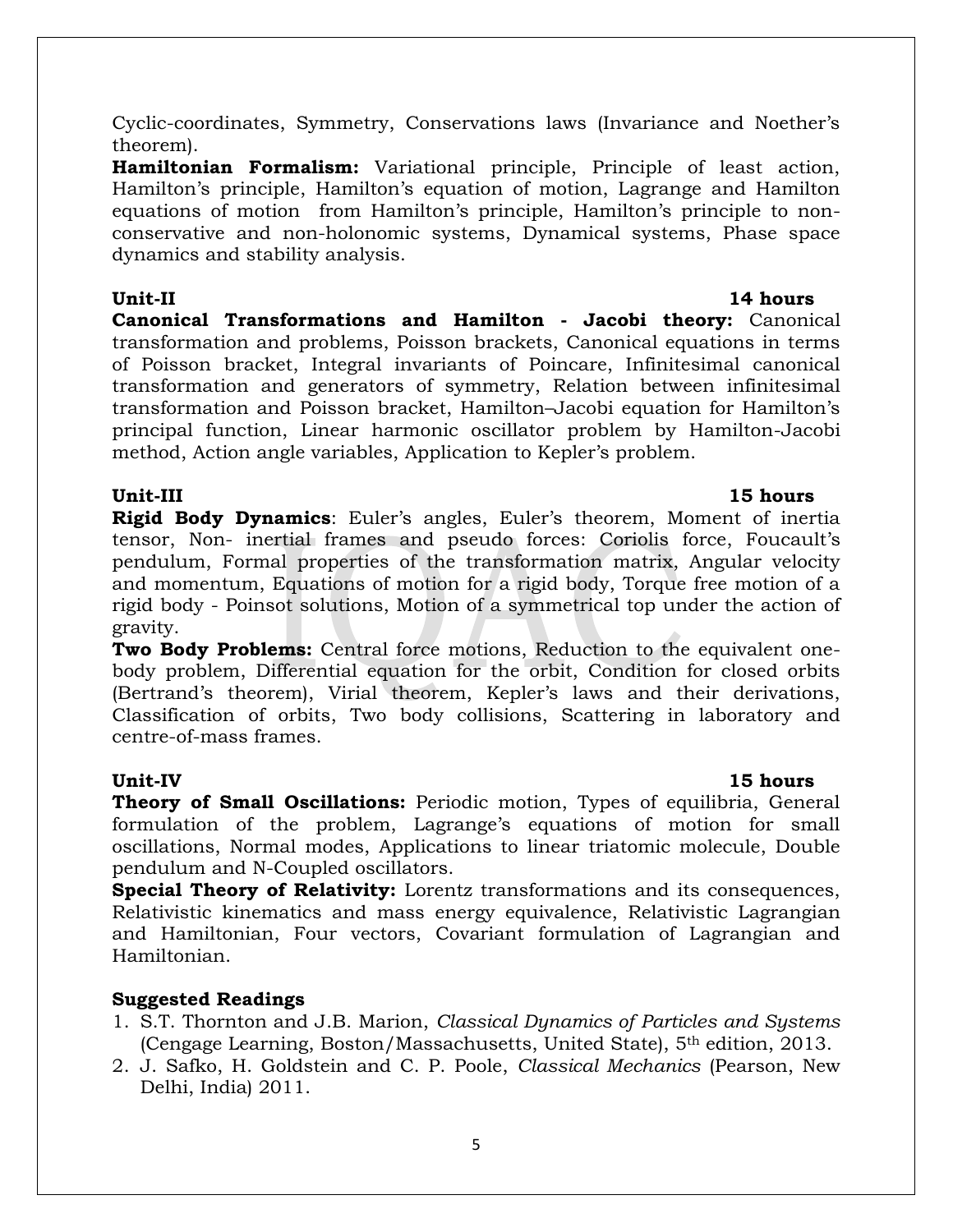Cyclic-coordinates, Symmetry, Conservations laws (Invariance and Noether's theorem).

**Hamiltonian Formalism:** Variational principle, Principle of least action, Hamilton's principle, Hamilton's equation of motion, Lagrange and Hamilton equations of motion from Hamilton's principle, Hamilton's principle to non-conservative and non-holonomic systems, Dynamical systems, Phase space dynamics and stability analysis.

**Unit-II** **14 hours**

**Canonical Transformations and Hamilton - Jacobi theory:** Canonical transformation and problems, Poisson brackets, Canonical equations in terms of Poisson bracket, Integral invariants of Poincare, Infinitesimal canonical transformation and generators of symmetry, Relation between infinitesimal transformation and Poisson bracket, Hamilton–Jacobi equation for Hamilton's principal function, Linear harmonic oscillator problem by Hamilton-Jacobi method, Action angle variables, Application to Kepler's problem.

**Unit-III** **15 hours**

**Rigid Body Dynamics**: Euler's angles, Euler's theorem, Moment of inertia tensor, Non- inertial frames and pseudo forces: Coriolis force, Foucault's pendulum, Formal properties of the transformation matrix, Angular velocity and momentum, Equations of motion for a rigid body, Torque free motion of a rigid body - Poinsot solutions, Motion of a symmetrical top under the action of gravity.

**Two Body Problems:** Central force motions, Reduction to the equivalent one-body problem, Differential equation for the orbit, Condition for closed orbits (Bertrand's theorem), Virial theorem, Kepler's laws and their derivations, Classification of orbits, Two body collisions, Scattering in laboratory and centre-of-mass frames.

**Unit-IV** **15 hours**

**Theory of Small Oscillations:** Periodic motion, Types of equilibria, General formulation of the problem, Lagrange's equations of motion for small oscillations, Normal modes, Applications to linear triatomic molecule, Double pendulum and N-Coupled oscillators.

**Special Theory of Relativity:** Lorentz transformations and its consequences, Relativistic kinematics and mass energy equivalence, Relativistic Lagrangian and Hamiltonian, Four vectors, Covariant formulation of Lagrangian and Hamiltonian.

**Suggested Readings**

1. S.T. Thornton and J.B. Marion, *Classical Dynamics of Particles and Systems* (Cengage Learning, Boston/Massachusetts, United State), 5th edition, 2013.
2. J. Safko, H. Goldstein and C. P. Poole, *Classical Mechanics* (Pearson, New Delhi, India) 2011.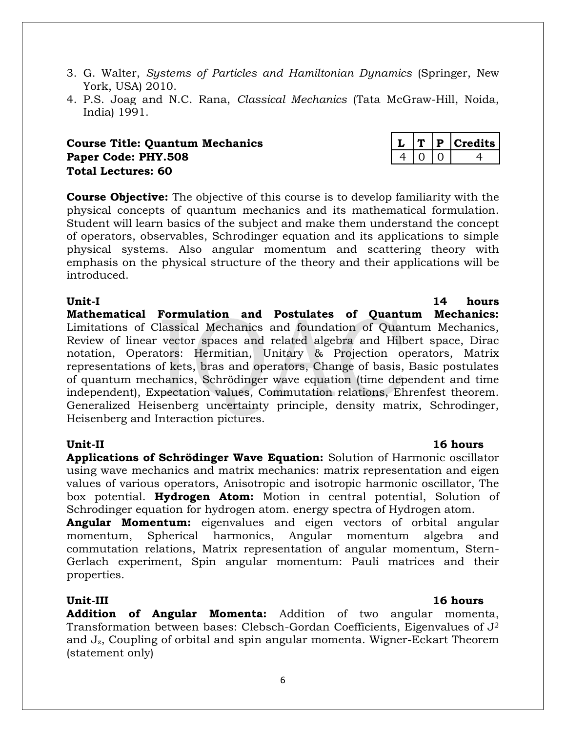3. G. Walter, *Systems of Particles and Hamiltonian Dynamics* (Springer, New York, USA) 2010.
4. P.S. Joag and N.C. Rana, *Classical Mechanics* (Tata McGraw-Hill, Noida, India) 1991.

**Course Title: Quantum Mechanics**
**Paper Code: PHY.508**
**Total Lectures: 60**

| L | T | P | Credits |
|---|---|---|---|
| 4 | 0 | 0 | 4 |

**Course Objective:** The objective of this course is to develop familiarity with the physical concepts of quantum mechanics and its mathematical formulation. Student will learn basics of the subject and make them understand the concept of operators, observables, Schrodinger equation and its applications to simple physical systems. Also angular momentum and scattering theory with emphasis on the physical structure of the theory and their applications will be introduced.

**Unit-I** **14 hours**

**Mathematical Formulation and Postulates of Quantum Mechanics:** Limitations of Classical Mechanics and foundation of Quantum Mechanics, Review of linear vector spaces and related algebra and Hilbert space, Dirac notation, Operators: Hermitian, Unitary & Projection operators, Matrix representations of kets, bras and operators, Change of basis, Basic postulates of quantum mechanics, Schrödinger wave equation (time dependent and time independent), Expectation values, Commutation relations, Ehrenfest theorem. Generalized Heisenberg uncertainty principle, density matrix, Schrodinger, Heisenberg and Interaction pictures.

**Unit-II** **16 hours**

**Applications of Schrödinger Wave Equation:** Solution of Harmonic oscillator using wave mechanics and matrix mechanics: matrix representation and eigen values of various operators, Anisotropic and isotropic harmonic oscillator, The box potential. **Hydrogen Atom:** Motion in central potential, Solution of Schrodinger equation for hydrogen atom. energy spectra of Hydrogen atom.

**Angular Momentum:** eigenvalues and eigen vectors of orbital angular momentum, Spherical harmonics, Angular momentum algebra and commutation relations, Matrix representation of angular momentum, Stern-Gerlach experiment, Spin angular momentum: Pauli matrices and their properties.

**Unit-III** **16 hours**

**Addition of Angular Momenta:** Addition of two angular momenta, Transformation between bases: Clebsch-Gordan Coefficients, Eigenvalues of $J^2$ and $J_z$, Coupling of orbital and spin angular momenta. Wigner-Eckart Theorem (statement only)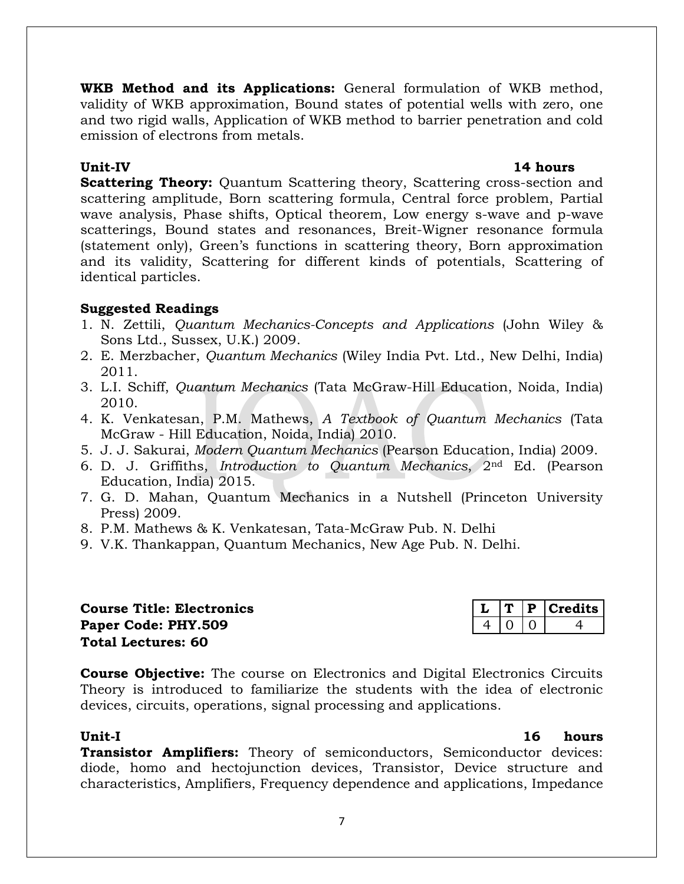**WKB Method and its Applications:** General formulation of WKB method, validity of WKB approximation, Bound states of potential wells with zero, one and two rigid walls, Application of WKB method to barrier penetration and cold emission of electrons from metals.

**Unit-IV** **14 hours**

**Scattering Theory:** Quantum Scattering theory, Scattering cross-section and scattering amplitude, Born scattering formula, Central force problem, Partial wave analysis, Phase shifts, Optical theorem, Low energy s-wave and p-wave scatterings, Bound states and resonances, Breit-Wigner resonance formula (statement only), Green's functions in scattering theory, Born approximation and its validity, Scattering for different kinds of potentials, Scattering of identical particles.

**Suggested Readings**

1. N. Zettili, *Quantum Mechanics-Concepts and Applications* (John Wiley & Sons Ltd., Sussex, U.K.) 2009.
2. E. Merzbacher, *Quantum Mechanics* (Wiley India Pvt. Ltd., New Delhi, India) 2011.
3. L.I. Schiff, *Quantum Mechanics* (Tata McGraw-Hill Education, Noida, India) 2010.
4. K. Venkatesan, P.M. Mathews, *A Textbook of Quantum Mechanics* (Tata McGraw - Hill Education, Noida, India) 2010.
5. J. J. Sakurai, *Modern Quantum Mechanics* (Pearson Education, India) 2009.
6. D. J. Griffiths, *Introduction to Quantum Mechanics*, 2nd Ed. (Pearson Education, India) 2015.
7. G. D. Mahan, Quantum Mechanics in a Nutshell (Princeton University Press) 2009.
8. P.M. Mathews & K. Venkatesan, Tata-McGraw Pub. N. Delhi
9. V.K. Thankappan, Quantum Mechanics, New Age Pub. N. Delhi.

**Course Title: Electronics**
**Paper Code: PHY.509**
**Total Lectures: 60**

| L | T | P | Credits |
|---|---|---|---|
| 4 | 0 | 0 | 4 |

**Course Objective:** The course on Electronics and Digital Electronics Circuits Theory is introduced to familiarize the students with the idea of electronic devices, circuits, operations, signal processing and applications.

**Unit-I** **16 hours**

**Transistor Amplifiers:** Theory of semiconductors, Semiconductor devices: diode, homo and hectojunction devices, Transistor, Device structure and characteristics, Amplifiers, Frequency dependence and applications, Impedance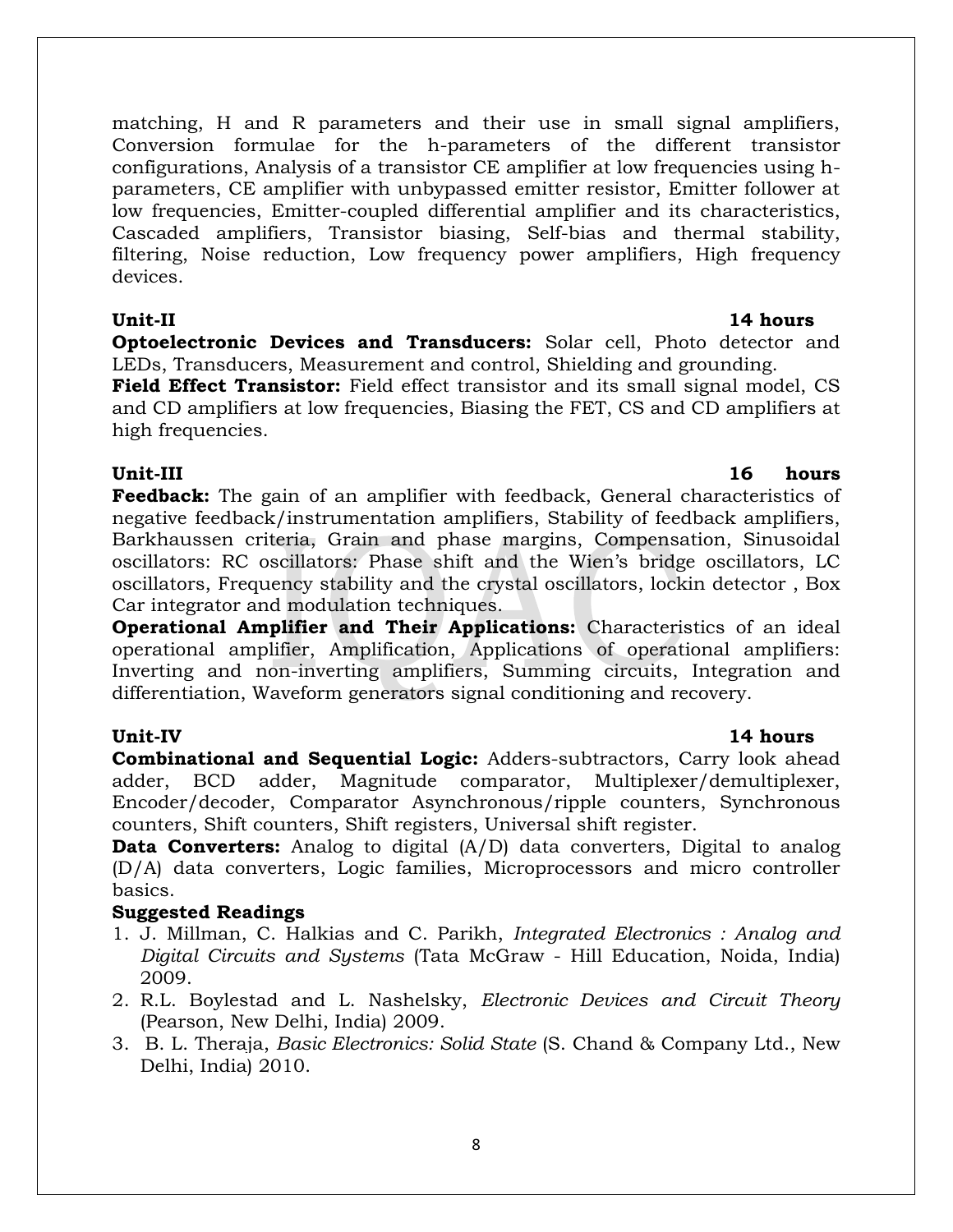matching, H and R parameters and their use in small signal amplifiers, Conversion formulae for the h-parameters of the different transistor configurations, Analysis of a transistor CE amplifier at low frequencies using h-parameters, CE amplifier with unbypassed emitter resistor, Emitter follower at low frequencies, Emitter-coupled differential amplifier and its characteristics, Cascaded amplifiers, Transistor biasing, Self-bias and thermal stability, filtering, Noise reduction, Low frequency power amplifiers, High frequency devices.

**Unit-II** **14 hours**

**Optoelectronic Devices and Transducers:** Solar cell, Photo detector and LEDs, Transducers, Measurement and control, Shielding and grounding.

**Field Effect Transistor:** Field effect transistor and its small signal model, CS and CD amplifiers at low frequencies, Biasing the FET, CS and CD amplifiers at high frequencies.

**Unit-III** **16 hours**

**Feedback:** The gain of an amplifier with feedback, General characteristics of negative feedback/instrumentation amplifiers, Stability of feedback amplifiers, Barkhaussen criteria, Grain and phase margins, Compensation, Sinusoidal oscillators: RC oscillators: Phase shift and the Wien's bridge oscillators, LC oscillators, Frequency stability and the crystal oscillators, lockin detector , Box Car integrator and modulation techniques.

**Operational Amplifier and Their Applications:** Characteristics of an ideal operational amplifier, Amplification, Applications of operational amplifiers: Inverting and non-inverting amplifiers, Summing circuits, Integration and differentiation, Waveform generators signal conditioning and recovery.

**Unit-IV** **14 hours**

**Combinational and Sequential Logic:** Adders-subtractors, Carry look ahead adder, BCD adder, Magnitude comparator, Multiplexer/demultiplexer, Encoder/decoder, Comparator Asynchronous/ripple counters, Synchronous counters, Shift counters, Shift registers, Universal shift register.

**Data Converters:** Analog to digital (A/D) data converters, Digital to analog (D/A) data converters, Logic families, Microprocessors and micro controller basics.

**Suggested Readings**

1. J. Millman, C. Halkias and C. Parikh, *Integrated Electronics : Analog and Digital Circuits and Systems* (Tata McGraw - Hill Education, Noida, India) 2009.
2. R.L. Boylestad and L. Nashelsky, *Electronic Devices and Circuit Theory* (Pearson, New Delhi, India) 2009.
3. B. L. Theraja, *Basic Electronics: Solid State* (S. Chand & Company Ltd., New Delhi, India) 2010.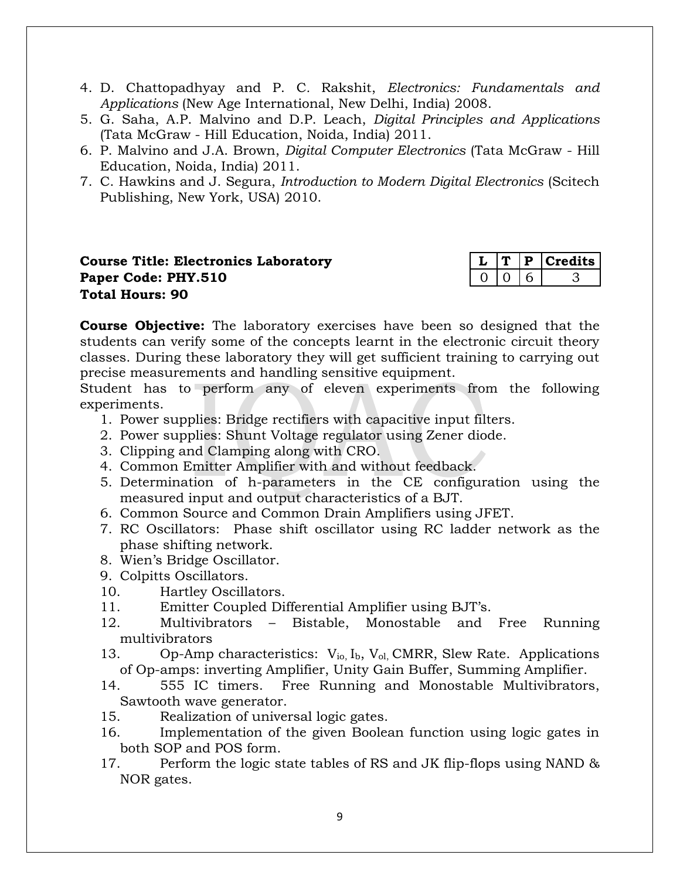4. D. Chattopadhyay and P. C. Rakshit, *Electronics: Fundamentals and Applications* (New Age International, New Delhi, India) 2008.
5. G. Saha, A.P. Malvino and D.P. Leach, *Digital Principles and Applications* (Tata McGraw - Hill Education, Noida, India) 2011.
6. P. Malvino and J.A. Brown, *Digital Computer Electronics* (Tata McGraw - Hill Education, Noida, India) 2011.
7. C. Hawkins and J. Segura, *Introduction to Modern Digital Electronics* (Scitech Publishing, New York, USA) 2010.

**Course Title: Electronics Laboratory**
**Paper Code: PHY.510**
**Total Hours: 90**

| L | T | P | Credits |
|---|---|---|---|
| 0 | 0 | 6 | 3 |

**Course Objective:** The laboratory exercises have been so designed that the students can verify some of the concepts learnt in the electronic circuit theory classes. During these laboratory they will get sufficient training to carrying out precise measurements and handling sensitive equipment.

Student has to perform any of eleven experiments from the following experiments.

1. Power supplies: Bridge rectifiers with capacitive input filters.
2. Power supplies: Shunt Voltage regulator using Zener diode.
3. Clipping and Clamping along with CRO.
4. Common Emitter Amplifier with and without feedback.
5. Determination of h-parameters in the CE configuration using the measured input and output characteristics of a BJT.
6. Common Source and Common Drain Amplifiers using JFET.
7. RC Oscillators: Phase shift oscillator using RC ladder network as the phase shifting network.
8. Wien's Bridge Oscillator.
9. Colpitts Oscillators.
10. Hartley Oscillators.
11. Emitter Coupled Differential Amplifier using BJT's.
12. Multivibrators – Bistable, Monostable and Free Running multivibrators
13. Op-Amp characteristics: $V_{io}$, $I_b$, $V_{ol}$, CMRR, Slew Rate. Applications of Op-amps: inverting Amplifier, Unity Gain Buffer, Summing Amplifier.
14. 555 IC timers. Free Running and Monostable Multivibrators, Sawtooth wave generator.
15. Realization of universal logic gates.
16. Implementation of the given Boolean function using logic gates in both SOP and POS form.
17. Perform the logic state tables of RS and JK flip-flops using NAND & NOR gates.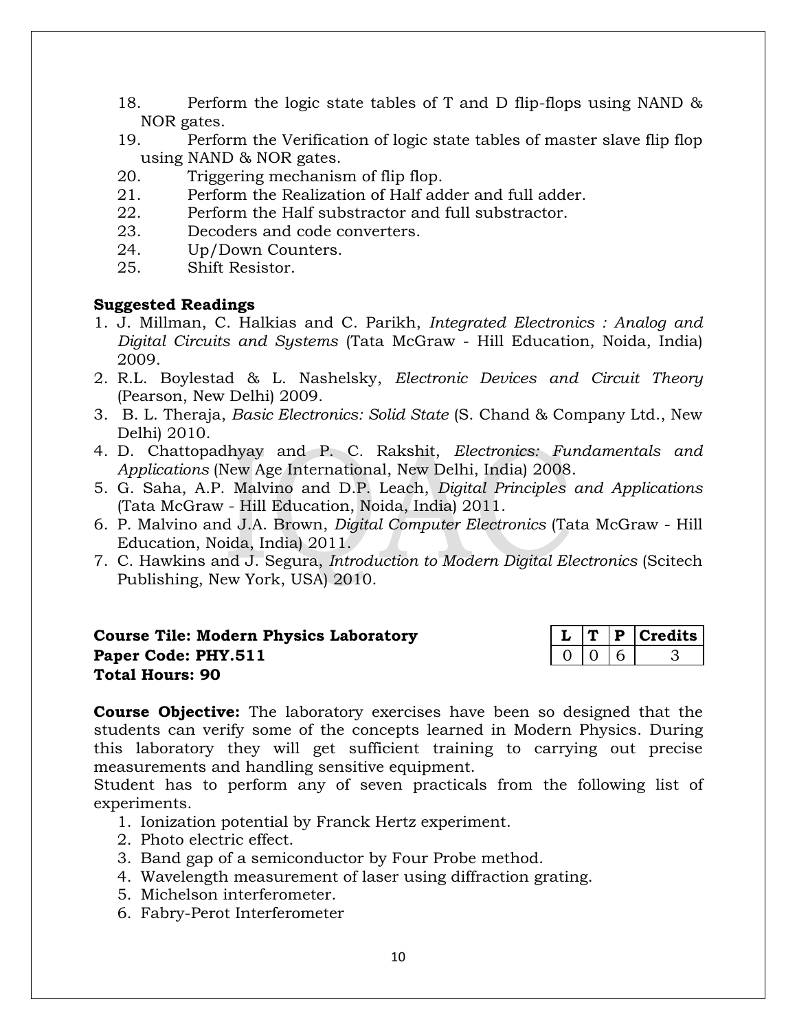18. Perform the logic state tables of T and D flip-flops using NAND & NOR gates.
19. Perform the Verification of logic state tables of master slave flip flop using NAND & NOR gates.
20. Triggering mechanism of flip flop.
21. Perform the Realization of Half adder and full adder.
22. Perform the Half substractor and full substractor.
23. Decoders and code converters.
24. Up/Down Counters.
25. Shift Resistor.

**Suggested Readings**

1. J. Millman, C. Halkias and C. Parikh, *Integrated Electronics : Analog and Digital Circuits and Systems* (Tata McGraw - Hill Education, Noida, India) 2009.
2. R.L. Boylestad & L. Nashelsky, *Electronic Devices and Circuit Theory* (Pearson, New Delhi) 2009.
3. B. L. Theraja, *Basic Electronics: Solid State* (S. Chand & Company Ltd., New Delhi) 2010.
4. D. Chattopadhyay and P. C. Rakshit, *Electronics: Fundamentals and Applications* (New Age International, New Delhi, India) 2008.
5. G. Saha, A.P. Malvino and D.P. Leach, *Digital Principles and Applications* (Tata McGraw - Hill Education, Noida, India) 2011.
6. P. Malvino and J.A. Brown, *Digital Computer Electronics* (Tata McGraw - Hill Education, Noida, India) 2011.
7. C. Hawkins and J. Segura, *Introduction to Modern Digital Electronics* (Scitech Publishing, New York, USA) 2010.

**Course Tile: Modern Physics Laboratory**
**Paper Code: PHY.511**
**Total Hours: 90**

| L | T | P | Credits |
|---|---|---|---|
| 0 | 0 | 6 | 3 |

**Course Objective:** The laboratory exercises have been so designed that the students can verify some of the concepts learned in Modern Physics. During this laboratory they will get sufficient training to carrying out precise measurements and handling sensitive equipment.

Student has to perform any of seven practicals from the following list of experiments.

1. Ionization potential by Franck Hertz experiment.
2. Photo electric effect.
3. Band gap of a semiconductor by Four Probe method.
4. Wavelength measurement of laser using diffraction grating.
5. Michelson interferometer.
6. Fabry-Perot Interferometer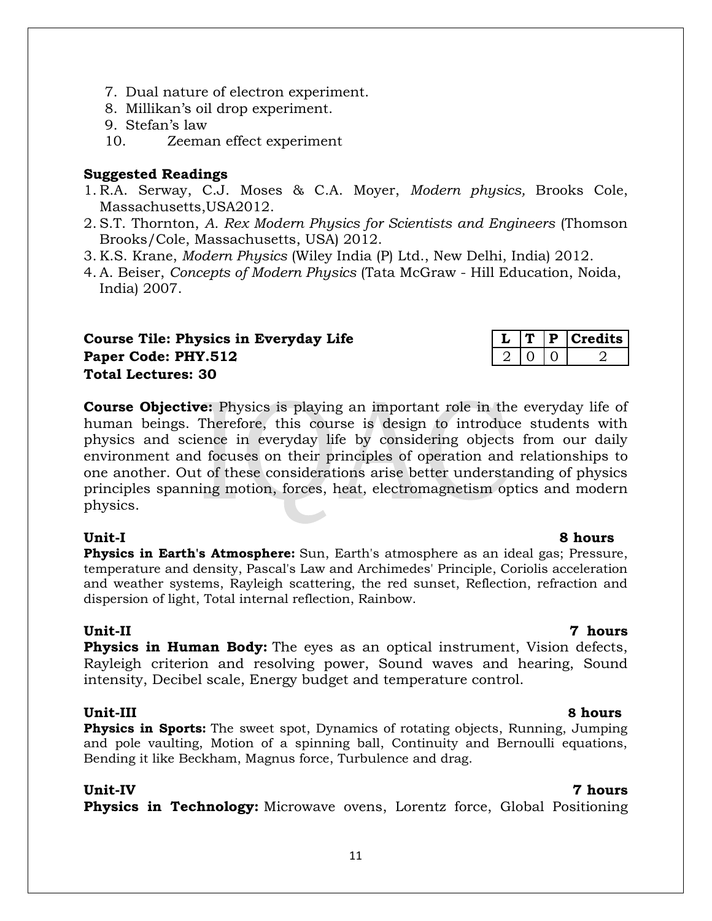7. Dual nature of electron experiment.
8. Millikan's oil drop experiment.
9. Stefan's law
10. Zeeman effect experiment

**Suggested Readings**

1. R.A. Serway, C.J. Moses & C.A. Moyer, *Modern physics,* Brooks Cole, Massachusetts,USA2012.
2. S.T. Thornton, *A. Rex Modern Physics for Scientists and Engineers* (Thomson Brooks/Cole, Massachusetts, USA) 2012.
3. K.S. Krane, *Modern Physics* (Wiley India (P) Ltd., New Delhi, India) 2012.
4. A. Beiser, *Concepts of Modern Physics* (Tata McGraw - Hill Education, Noida, India) 2007.

**Course Tile: Physics in Everyday Life**
**Paper Code: PHY.512**
**Total Lectures: 30**

| L | T | P | Credits |
|---|---|---|---|
| 2 | 0 | 0 | 2 |

**Course Objective:** Physics is playing an important role in the everyday life of human beings. Therefore, this course is design to introduce students with physics and science in everyday life by considering objects from our daily environment and focuses on their principles of operation and relationships to one another. Out of these considerations arise better understanding of physics principles spanning motion, forces, heat, electromagnetism optics and modern physics.

**Unit-I** **8 hours**

**Physics in Earth's Atmosphere:** Sun, Earth's atmosphere as an ideal gas; Pressure, temperature and density, Pascal's Law and Archimedes' Principle, Coriolis acceleration and weather systems, Rayleigh scattering, the red sunset, Reflection, refraction and dispersion of light, Total internal reflection, Rainbow.

**Unit-II** **7 hours**

**Physics in Human Body:** The eyes as an optical instrument, Vision defects, Rayleigh criterion and resolving power, Sound waves and hearing, Sound intensity, Decibel scale, Energy budget and temperature control.

**Unit-III** **8 hours**

**Physics in Sports:** The sweet spot, Dynamics of rotating objects, Running, Jumping and pole vaulting, Motion of a spinning ball, Continuity and Bernoulli equations, Bending it like Beckham, Magnus force, Turbulence and drag.

**Unit-IV** **7 hours**

**Physics in Technology:** Microwave ovens, Lorentz force, Global Positioning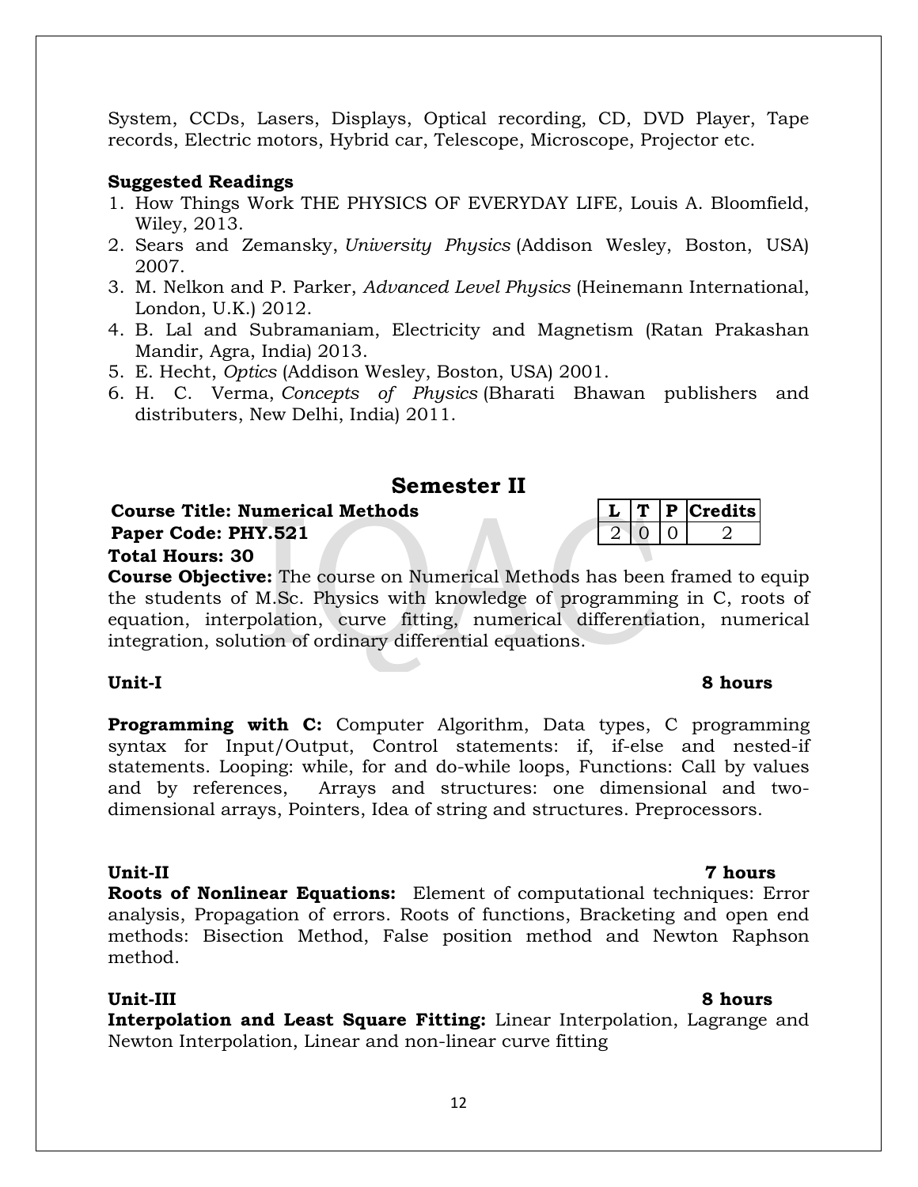System, CCDs, Lasers, Displays, Optical recording, CD, DVD Player, Tape records, Electric motors, Hybrid car, Telescope, Microscope, Projector etc.

**Suggested Readings**

1. How Things Work THE PHYSICS OF EVERYDAY LIFE, Louis A. Bloomfield, Wiley, 2013.
2. Sears and Zemansky, *University Physics* (Addison Wesley, Boston, USA) 2007.
3. M. Nelkon and P. Parker, *Advanced Level Physics* (Heinemann International, London, U.K.) 2012.
4. B. Lal and Subramaniam, Electricity and Magnetism (Ratan Prakashan Mandir, Agra, India) 2013.
5. E. Hecht, *Optics* (Addison Wesley, Boston, USA) 2001.
6. H. C. Verma, *Concepts of Physics* (Bharati Bhawan publishers and distributers, New Delhi, India) 2011.

## Semester II

**Course Title: Numerical Methods**
**Paper Code: PHY.521**
**Total Hours: 30**

| L | T | P | Credits |
|---|---|---|---|
| 2 | 0 | 0 | 2 |

**Course Objective:** The course on Numerical Methods has been framed to equip the students of M.Sc. Physics with knowledge of programming in C, roots of equation, interpolation, curve fitting, numerical differentiation, numerical integration, solution of ordinary differential equations.

**Unit-I** **8 hours**

**Programming with C:** Computer Algorithm, Data types, C programming syntax for Input/Output, Control statements: if, if-else and nested-if statements. Looping: while, for and do-while loops, Functions: Call by values and by references, Arrays and structures: one dimensional and two-dimensional arrays, Pointers, Idea of string and structures. Preprocessors.

**Unit-II** **7 hours**

**Roots of Nonlinear Equations:** Element of computational techniques: Error analysis, Propagation of errors. Roots of functions, Bracketing and open end methods: Bisection Method, False position method and Newton Raphson method.

**Unit-III** **8 hours**

**Interpolation and Least Square Fitting:** Linear Interpolation, Lagrange and Newton Interpolation, Linear and non-linear curve fitting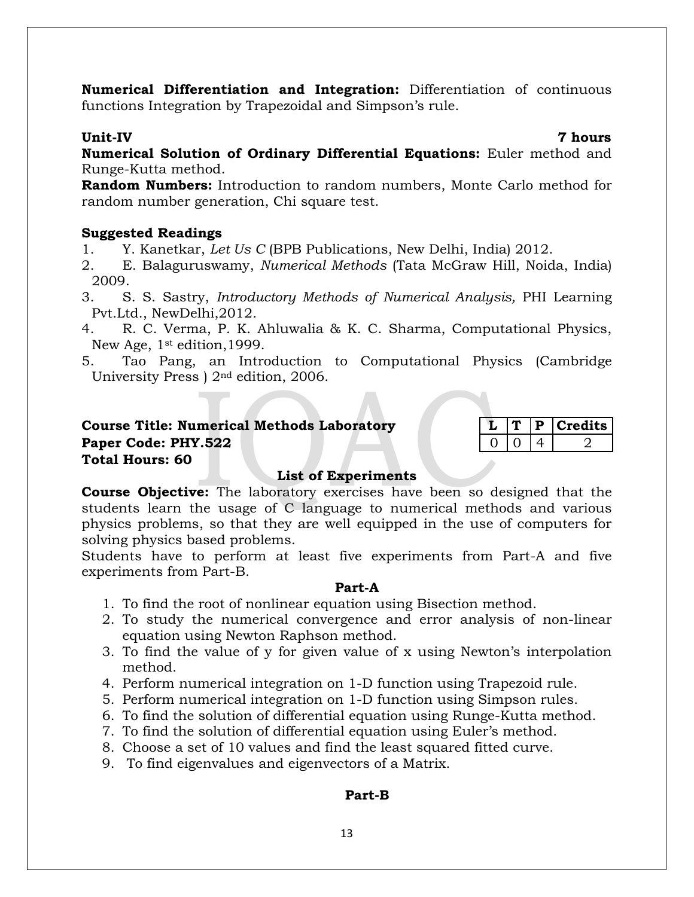**Numerical Differentiation and Integration:** Differentiation of continuous functions Integration by Trapezoidal and Simpson's rule.

**Unit-IV** **7 hours**

**Numerical Solution of Ordinary Differential Equations:** Euler method and Runge-Kutta method.

**Random Numbers:** Introduction to random numbers, Monte Carlo method for random number generation, Chi square test.

### Suggested Readings

1. Y. Kanetkar, *Let Us C* (BPB Publications, New Delhi, India) 2012.
2. E. Balaguruswamy, *Numerical Methods* (Tata McGraw Hill, Noida, India) 2009.
3. S. S. Sastry, *Introductory Methods of Numerical Analysis,* PHI Learning Pvt.Ltd., NewDelhi,2012.
4. R. C. Verma, P. K. Ahluwalia & K. C. Sharma, Computational Physics, New Age, 1st edition,1999.
5. Tao Pang, an Introduction to Computational Physics (Cambridge University Press ) 2nd edition, 2006.

**Course Title: Numerical Methods Laboratory**
**Paper Code: PHY.522**
**Total Hours: 60**

| L | T | P | Credits |
|---|---|---|---|
| 0 | 0 | 4 | 2 |

**List of Experiments**

**Course Objective:** The laboratory exercises have been so designed that the students learn the usage of C language to numerical methods and various physics problems, so that they are well equipped in the use of computers for solving physics based problems.

Students have to perform at least five experiments from Part-A and five experiments from Part-B.

**Part-A**

1. To find the root of nonlinear equation using Bisection method.
2. To study the numerical convergence and error analysis of non-linear equation using Newton Raphson method.
3. To find the value of y for given value of x using Newton's interpolation method.
4. Perform numerical integration on 1-D function using Trapezoid rule.
5. Perform numerical integration on 1-D function using Simpson rules.
6. To find the solution of differential equation using Runge-Kutta method.
7. To find the solution of differential equation using Euler's method.
8. Choose a set of 10 values and find the least squared fitted curve.
9. To find eigenvalues and eigenvectors of a Matrix.

**Part-B**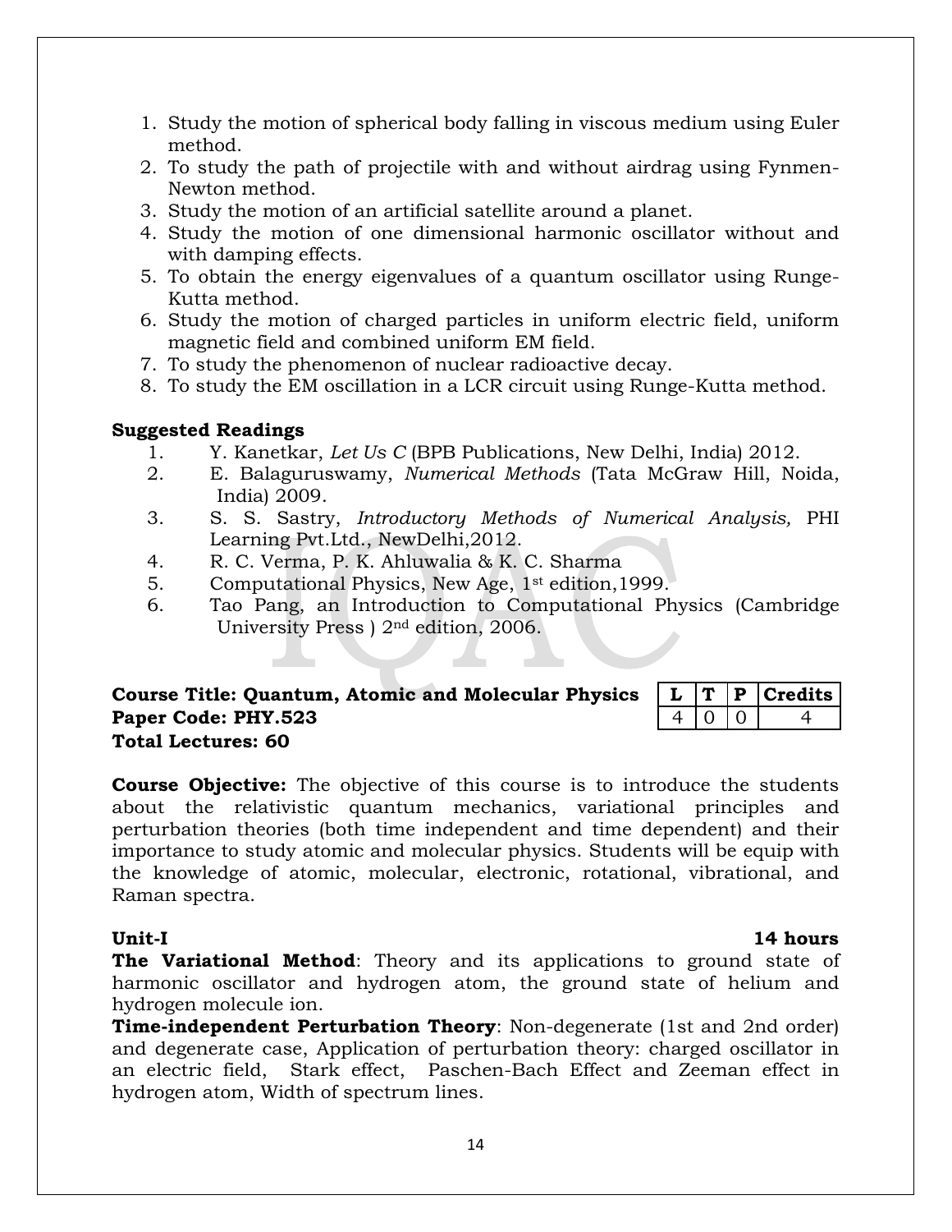1. Study the motion of spherical body falling in viscous medium using Euler method.
2. To study the path of projectile with and without airdrag using Fynmen-Newton method.
3. Study the motion of an artificial satellite around a planet.
4. Study the motion of one dimensional harmonic oscillator without and with damping effects.
5. To obtain the energy eigenvalues of a quantum oscillator using Runge-Kutta method.
6. Study the motion of charged particles in uniform electric field, uniform magnetic field and combined uniform EM field.
7. To study the phenomenon of nuclear radioactive decay.
8. To study the EM oscillation in a LCR circuit using Runge-Kutta method.

**Suggested Readings**

1. Y. Kanetkar, *Let Us C* (BPB Publications, New Delhi, India) 2012.
2. E. Balaguruswamy, *Numerical Methods* (Tata McGraw Hill, Noida, India) 2009.
3. S. S. Sastry, *Introductory Methods of Numerical Analysis,* PHI Learning Pvt.Ltd., NewDelhi,2012.
4. R. C. Verma, P. K. Ahluwalia & K. C. Sharma
5. Computational Physics, New Age, 1st edition,1999.
6. Tao Pang, an Introduction to Computational Physics (Cambridge University Press ) 2nd edition, 2006.

**Course Title: Quantum, Atomic and Molecular Physics**
**Paper Code: PHY.523**
**Total Lectures: 60**

| L | T | P | Credits |
|---|---|---|---|
| 4 | 0 | 0 | 4 |

**Course Objective:** The objective of this course is to introduce the students about the relativistic quantum mechanics, variational principles and perturbation theories (both time independent and time dependent) and their importance to study atomic and molecular physics. Students will be equip with the knowledge of atomic, molecular, electronic, rotational, vibrational, and Raman spectra.

**Unit-I** **14 hours**

**The Variational Method**: Theory and its applications to ground state of harmonic oscillator and hydrogen atom, the ground state of helium and hydrogen molecule ion.

**Time-independent Perturbation Theory**: Non-degenerate (1st and 2nd order) and degenerate case, Application of perturbation theory: charged oscillator in an electric field, Stark effect, Paschen-Bach Effect and Zeeman effect in hydrogen atom, Width of spectrum lines.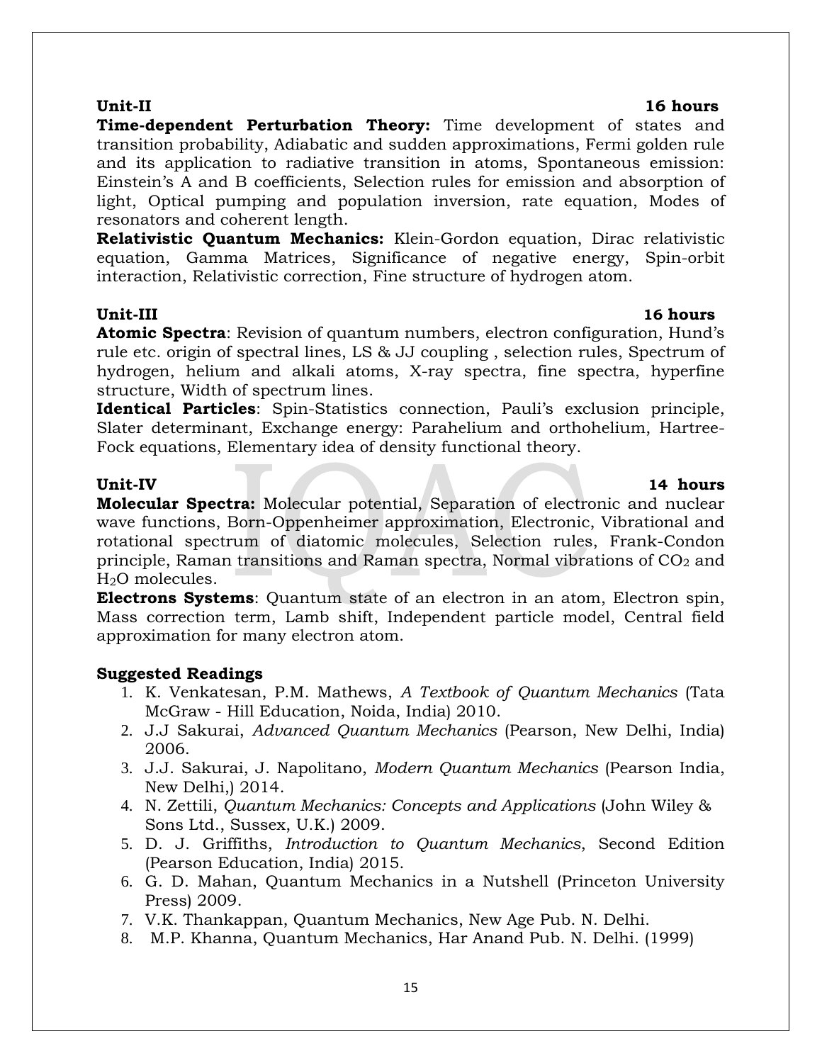**Unit-II** **16 hours**

**Time-dependent Perturbation Theory:** Time development of states and transition probability, Adiabatic and sudden approximations, Fermi golden rule and its application to radiative transition in atoms, Spontaneous emission: Einstein's A and B coefficients, Selection rules for emission and absorption of light, Optical pumping and population inversion, rate equation, Modes of resonators and coherent length.

**Relativistic Quantum Mechanics:** Klein-Gordon equation, Dirac relativistic equation, Gamma Matrices, Significance of negative energy, Spin-orbit interaction, Relativistic correction, Fine structure of hydrogen atom.

**Unit-III** **16 hours**

**Atomic Spectra**: Revision of quantum numbers, electron configuration, Hund's rule etc. origin of spectral lines, LS & JJ coupling , selection rules, Spectrum of hydrogen, helium and alkali atoms, X-ray spectra, fine spectra, hyperfine structure, Width of spectrum lines.

**Identical Particles**: Spin-Statistics connection, Pauli's exclusion principle, Slater determinant, Exchange energy: Parahelium and orthohelium, Hartree-Fock equations, Elementary idea of density functional theory.

**Unit-IV** **14 hours**

**Molecular Spectra:** Molecular potential, Separation of electronic and nuclear wave functions, Born-Oppenheimer approximation, Electronic, Vibrational and rotational spectrum of diatomic molecules, Selection rules, Frank-Condon principle, Raman transitions and Raman spectra, Normal vibrations of $CO_2$ and $H_2O$ molecules.

**Electrons Systems**: Quantum state of an electron in an atom, Electron spin, Mass correction term, Lamb shift, Independent particle model, Central field approximation for many electron atom.

**Suggested Readings**

1. K. Venkatesan, P.M. Mathews, *A Textbook of Quantum Mechanics* (Tata McGraw - Hill Education, Noida, India) 2010.
2. J.J Sakurai, *Advanced Quantum Mechanics* (Pearson, New Delhi, India) 2006.
3. J.J. Sakurai, J. Napolitano, *Modern Quantum Mechanics* (Pearson India, New Delhi,) 2014.
4. N. Zettili, *Quantum Mechanics: Concepts and Applications* (John Wiley & Sons Ltd., Sussex, U.K.) 2009.
5. D. J. Griffiths, *Introduction to Quantum Mechanics*, Second Edition (Pearson Education, India) 2015.
6. G. D. Mahan, Quantum Mechanics in a Nutshell (Princeton University Press) 2009.
7. V.K. Thankappan, Quantum Mechanics, New Age Pub. N. Delhi.
8. M.P. Khanna, Quantum Mechanics, Har Anand Pub. N. Delhi. (1999)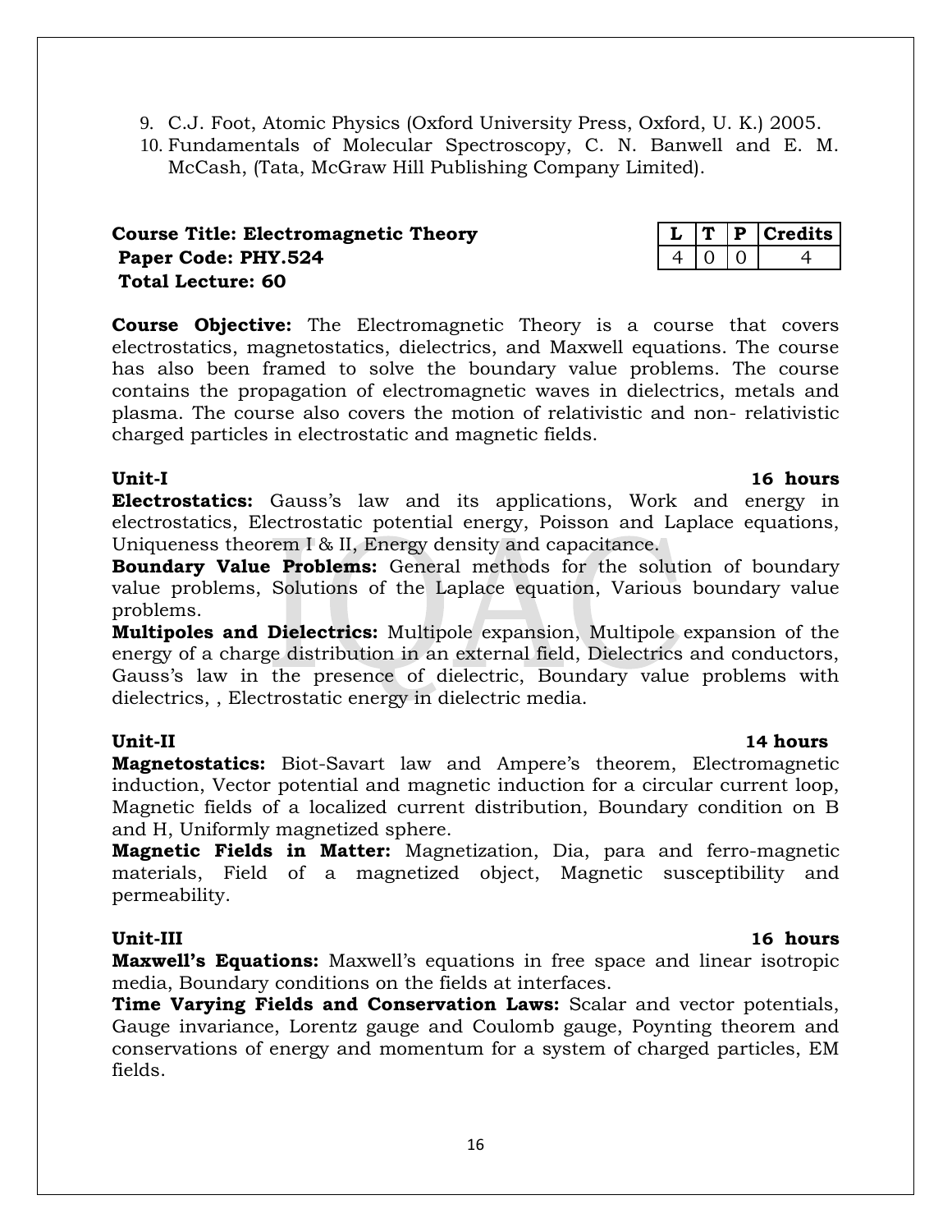9. C.J. Foot, Atomic Physics (Oxford University Press, Oxford, U. K.) 2005.
10. Fundamentals of Molecular Spectroscopy, C. N. Banwell and E. M. McCash, (Tata, McGraw Hill Publishing Company Limited).

**Course Title: Electromagnetic Theory**
**Paper Code: PHY.524**
**Total Lecture: 60**

| L | T | P | Credits |
|---|---|---|---|
| 4 | 0 | 0 | 4 |

**Course Objective:** The Electromagnetic Theory is a course that covers electrostatics, magnetostatics, dielectrics, and Maxwell equations. The course has also been framed to solve the boundary value problems. The course contains the propagation of electromagnetic waves in dielectrics, metals and plasma. The course also covers the motion of relativistic and non- relativistic charged particles in electrostatic and magnetic fields.

**Unit-I** **16 hours**

**Electrostatics:** Gauss's law and its applications, Work and energy in electrostatics, Electrostatic potential energy, Poisson and Laplace equations, Uniqueness theorem I & II, Energy density and capacitance.

**Boundary Value Problems:** General methods for the solution of boundary value problems, Solutions of the Laplace equation, Various boundary value problems.

**Multipoles and Dielectrics:** Multipole expansion, Multipole expansion of the energy of a charge distribution in an external field, Dielectrics and conductors, Gauss's law in the presence of dielectric, Boundary value problems with dielectrics, , Electrostatic energy in dielectric media.

**Unit-II** **14 hours**

**Magnetostatics:** Biot-Savart law and Ampere's theorem, Electromagnetic induction, Vector potential and magnetic induction for a circular current loop, Magnetic fields of a localized current distribution, Boundary condition on B and H, Uniformly magnetized sphere.

**Magnetic Fields in Matter:** Magnetization, Dia, para and ferro-magnetic materials, Field of a magnetized object, Magnetic susceptibility and permeability.

**Unit-III** **16 hours**

**Maxwell's Equations:** Maxwell's equations in free space and linear isotropic media, Boundary conditions on the fields at interfaces.

**Time Varying Fields and Conservation Laws:** Scalar and vector potentials, Gauge invariance, Lorentz gauge and Coulomb gauge, Poynting theorem and conservations of energy and momentum for a system of charged particles, EM fields.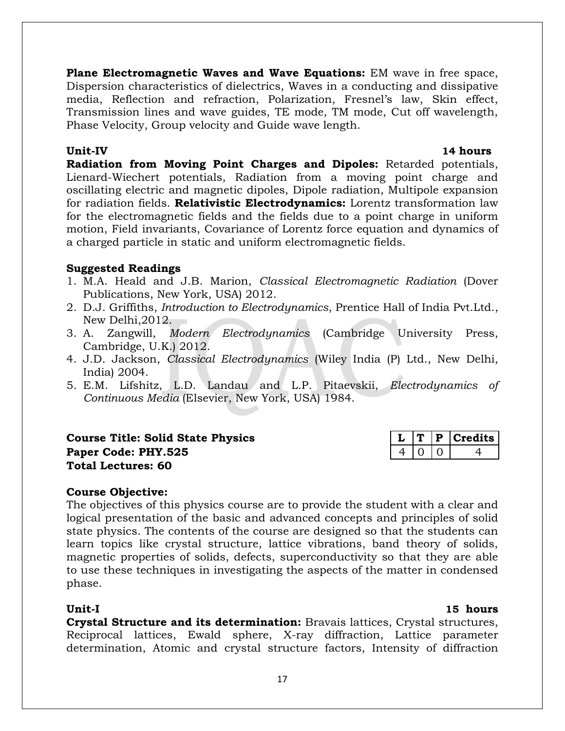**Plane Electromagnetic Waves and Wave Equations:** EM wave in free space, Dispersion characteristics of dielectrics, Waves in a conducting and dissipative media, Reflection and refraction, Polarization, Fresnel's law, Skin effect, Transmission lines and wave guides, TE mode, TM mode, Cut off wavelength, Phase Velocity, Group velocity and Guide wave length.

**Unit-IV** **14 hours**

**Radiation from Moving Point Charges and Dipoles:** Retarded potentials, Lienard-Wiechert potentials, Radiation from a moving point charge and oscillating electric and magnetic dipoles, Dipole radiation, Multipole expansion for radiation fields. **Relativistic Electrodynamics:** Lorentz transformation law for the electromagnetic fields and the fields due to a point charge in uniform motion, Field invariants, Covariance of Lorentz force equation and dynamics of a charged particle in static and uniform electromagnetic fields.

**Suggested Readings**

1. M.A. Heald and J.B. Marion, *Classical Electromagnetic Radiation* (Dover Publications, New York, USA) 2012.
2. D.J. Griffiths, *Introduction to Electrodynamics*, Prentice Hall of India Pvt.Ltd., New Delhi,2012.
3. A. Zangwill, *Modern Electrodynamics* (Cambridge University Press, Cambridge, U.K.) 2012.
4. J.D. Jackson, *Classical Electrodynamics* (Wiley India (P) Ltd., New Delhi, India) 2004.
5. E.M. Lifshitz, L.D. Landau and L.P. Pitaevskii, *Electrodynamics of Continuous Media* (Elsevier, New York, USA) 1984.

**Course Title: Solid State Physics**
**Paper Code: PHY.525**
**Total Lectures: 60**

| L | T | P | Credits |
|---|---|---|---|
| 4 | 0 | 0 | 4 |

**Course Objective:**

The objectives of this physics course are to provide the student with a clear and logical presentation of the basic and advanced concepts and principles of solid state physics. The contents of the course are designed so that the students can learn topics like crystal structure, lattice vibrations, band theory of solids, magnetic properties of solids, defects, superconductivity so that they are able to use these techniques in investigating the aspects of the matter in condensed phase.

**Unit-I** **15 hours**

**Crystal Structure and its determination:** Bravais lattices, Crystal structures, Reciprocal lattices, Ewald sphere, X-ray diffraction, Lattice parameter determination, Atomic and crystal structure factors, Intensity of diffraction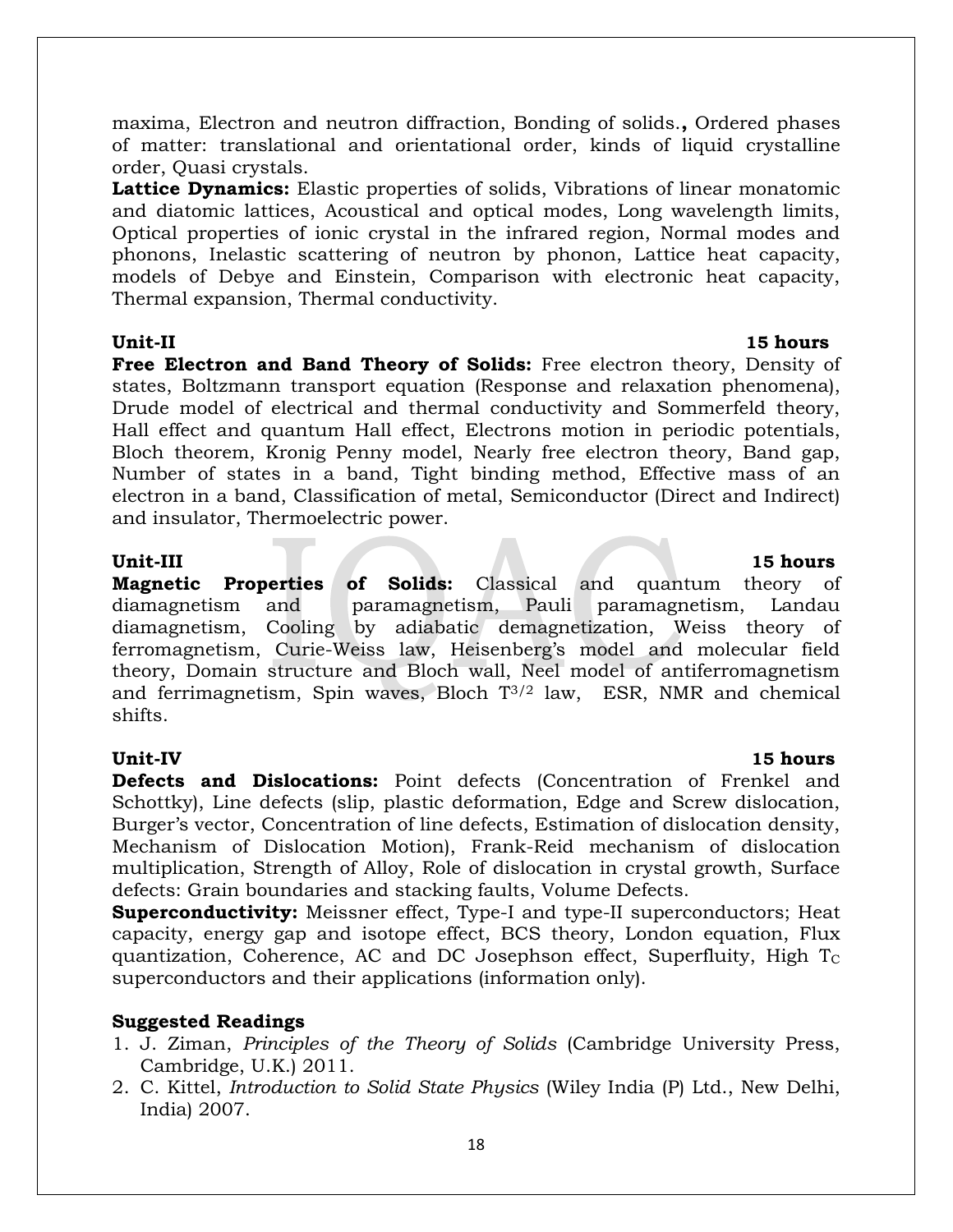maxima, Electron and neutron diffraction, Bonding of solids.**,** Ordered phases of matter: translational and orientational order, kinds of liquid crystalline order, Quasi crystals.

**Lattice Dynamics:** Elastic properties of solids, Vibrations of linear monatomic and diatomic lattices, Acoustical and optical modes, Long wavelength limits, Optical properties of ionic crystal in the infrared region, Normal modes and phonons, Inelastic scattering of neutron by phonon, Lattice heat capacity, models of Debye and Einstein, Comparison with electronic heat capacity, Thermal expansion, Thermal conductivity.

**Unit-II** **15 hours**

**Free Electron and Band Theory of Solids:** Free electron theory, Density of states, Boltzmann transport equation (Response and relaxation phenomena), Drude model of electrical and thermal conductivity and Sommerfeld theory, Hall effect and quantum Hall effect, Electrons motion in periodic potentials, Bloch theorem, Kronig Penny model, Nearly free electron theory, Band gap, Number of states in a band, Tight binding method, Effective mass of an electron in a band, Classification of metal, Semiconductor (Direct and Indirect) and insulator, Thermoelectric power.

**Unit-III** **15 hours**

**Magnetic Properties of Solids:** Classical and quantum theory of diamagnetism and paramagnetism, Pauli paramagnetism, Landau diamagnetism, Cooling by adiabatic demagnetization, Weiss theory of ferromagnetism, Curie-Weiss law, Heisenberg's model and molecular field theory, Domain structure and Bloch wall, Neel model of antiferromagnetism and ferrimagnetism, Spin waves, Bloch $T^{3/2}$ law, ESR, NMR and chemical shifts.

**Unit-IV** **15 hours**

**Defects and Dislocations:** Point defects (Concentration of Frenkel and Schottky), Line defects (slip, plastic deformation, Edge and Screw dislocation, Burger's vector, Concentration of line defects, Estimation of dislocation density, Mechanism of Dislocation Motion), Frank-Reid mechanism of dislocation multiplication, Strength of Alloy, Role of dislocation in crystal growth, Surface defects: Grain boundaries and stacking faults, Volume Defects.

**Superconductivity:** Meissner effect, Type-I and type-II superconductors; Heat capacity, energy gap and isotope effect, BCS theory, London equation, Flux quantization, Coherence, AC and DC Josephson effect, Superfluity, High $T_C$ superconductors and their applications (information only).

**Suggested Readings**

1. J. Ziman, *Principles of the Theory of Solids* (Cambridge University Press, Cambridge, U.K.) 2011.
2. C. Kittel, *Introduction to Solid State Physics* (Wiley India (P) Ltd., New Delhi, India) 2007.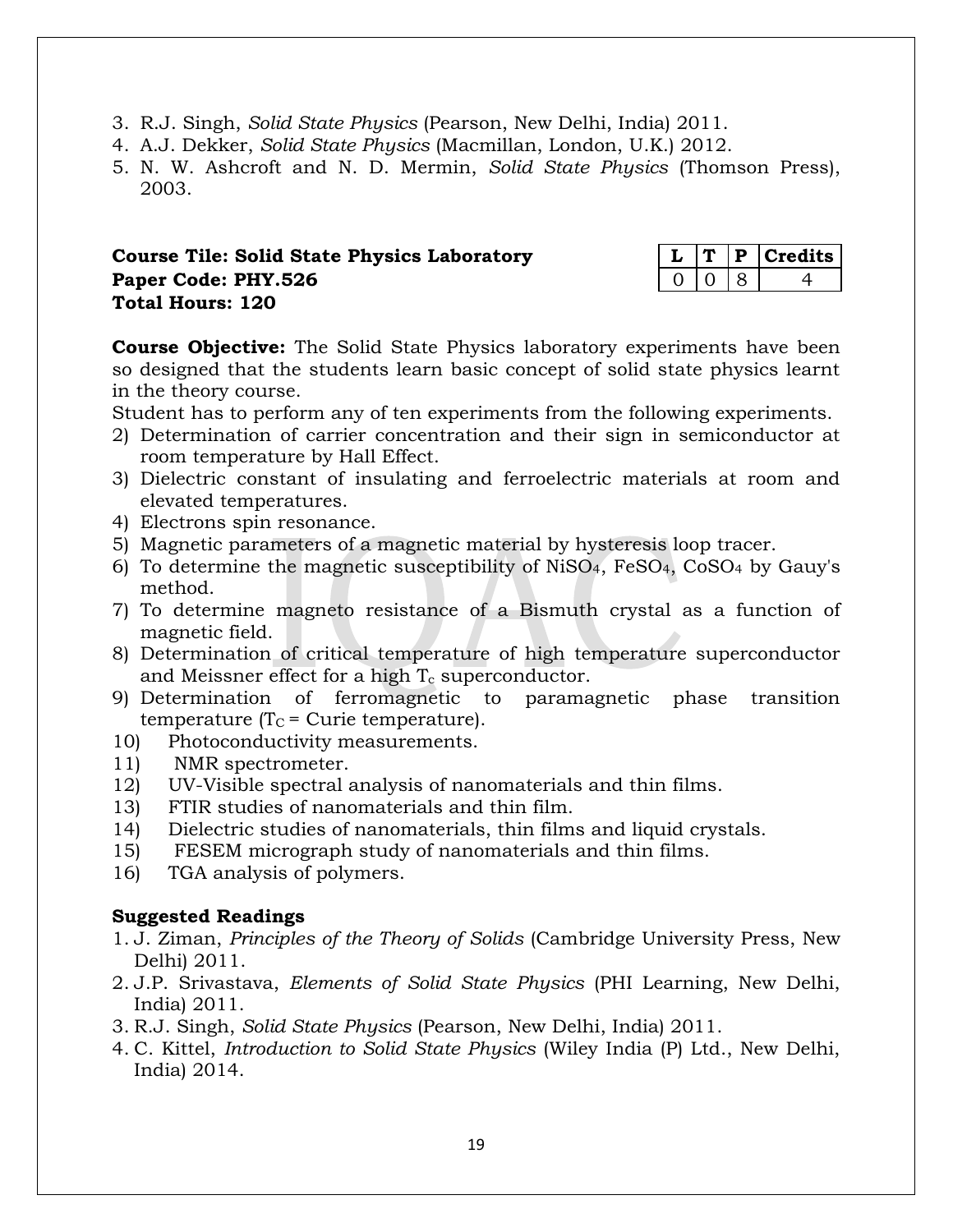3. R.J. Singh, *Solid State Physics* (Pearson, New Delhi, India) 2011.
4. A.J. Dekker, *Solid State Physics* (Macmillan, London, U.K.) 2012.
5. N. W. Ashcroft and N. D. Mermin, *Solid State Physics* (Thomson Press), 2003.

**Course Tile: Solid State Physics Laboratory**
**Paper Code: PHY.526**
**Total Hours: 120**

| L | T | P | Credits |
|---|---|---|---|
| 0 | 0 | 8 | 4 |

**Course Objective:** The Solid State Physics laboratory experiments have been so designed that the students learn basic concept of solid state physics learnt in the theory course.

Student has to perform any of ten experiments from the following experiments.

2) Determination of carrier concentration and their sign in semiconductor at room temperature by Hall Effect.
3) Dielectric constant of insulating and ferroelectric materials at room and elevated temperatures.
4) Electrons spin resonance.
5) Magnetic parameters of a magnetic material by hysteresis loop tracer.
6) To determine the magnetic susceptibility of $NiSO_4$, $FeSO_4$, $CoSO_4$ by Gauy's method.
7) To determine magneto resistance of a Bismuth crystal as a function of magnetic field.
8) Determination of critical temperature of high temperature superconductor and Meissner effect for a high $T_c$ superconductor.
9) Determination of ferromagnetic to paramagnetic phase transition temperature ($T_C$ = Curie temperature).
10) Photoconductivity measurements.
11) NMR spectrometer.
12) UV-Visible spectral analysis of nanomaterials and thin films.
13) FTIR studies of nanomaterials and thin film.
14) Dielectric studies of nanomaterials, thin films and liquid crystals.
15) FESEM micrograph study of nanomaterials and thin films.
16) TGA analysis of polymers.

**Suggested Readings**

1. J. Ziman, *Principles of the Theory of Solids* (Cambridge University Press, New Delhi) 2011.
2. J.P. Srivastava, *Elements of Solid State Physics* (PHI Learning, New Delhi, India) 2011.
3. R.J. Singh, *Solid State Physics* (Pearson, New Delhi, India) 2011.
4. C. Kittel, *Introduction to Solid State Physics* (Wiley India (P) Ltd., New Delhi, India) 2014.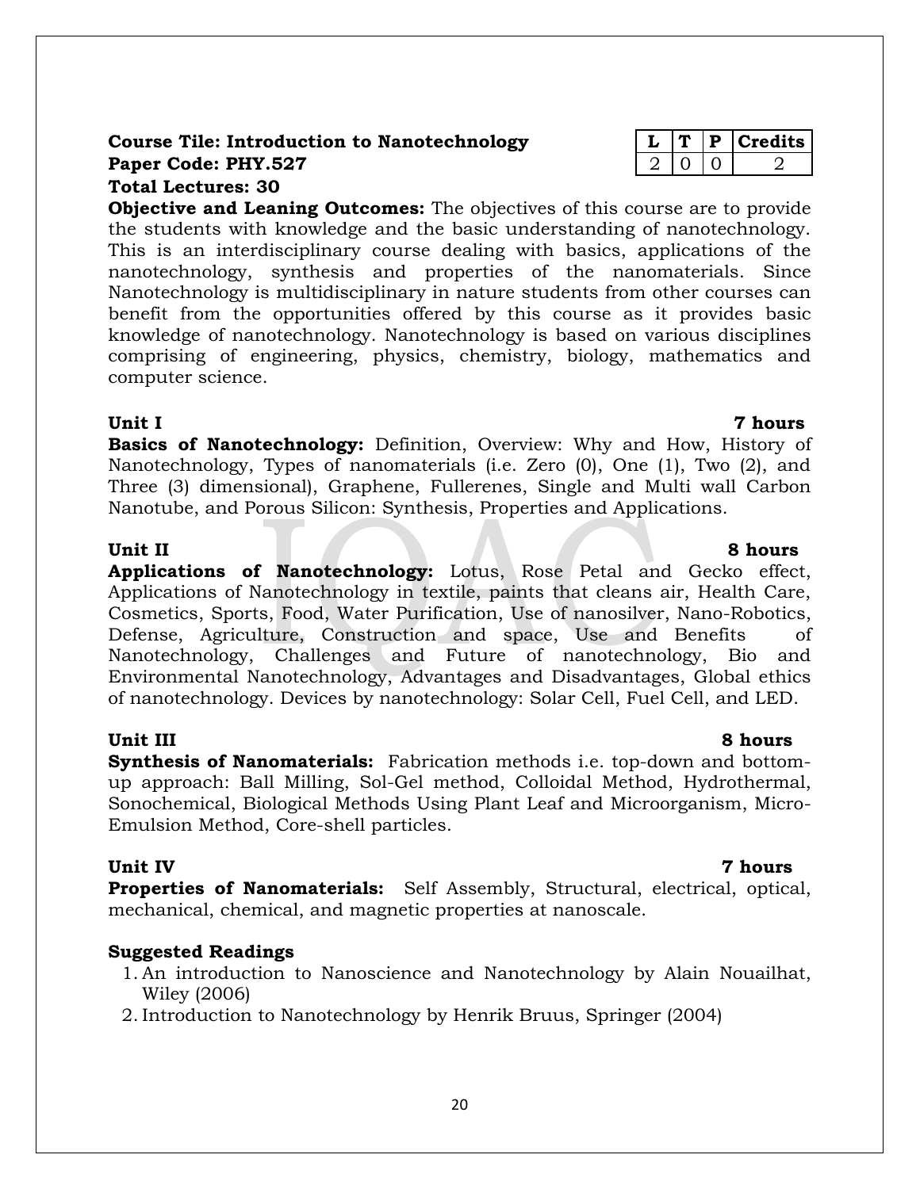**Course Tile: Introduction to Nanotechnology**
**Paper Code: PHY.527**
**Total Lectures: 30**

| L | T | P | Credits |
|---|---|---|---|
| 2 | 0 | 0 | 2 |

**Objective and Leaning Outcomes:** The objectives of this course are to provide the students with knowledge and the basic understanding of nanotechnology. This is an interdisciplinary course dealing with basics, applications of the nanotechnology, synthesis and properties of the nanomaterials. Since Nanotechnology is multidisciplinary in nature students from other courses can benefit from the opportunities offered by this course as it provides basic knowledge of nanotechnology. Nanotechnology is based on various disciplines comprising of engineering, physics, chemistry, biology, mathematics and computer science.

**Unit I** **7 hours**

**Basics of Nanotechnology:** Definition, Overview: Why and How, History of Nanotechnology, Types of nanomaterials (i.e. Zero (0), One (1), Two (2), and Three (3) dimensional), Graphene, Fullerenes, Single and Multi wall Carbon Nanotube, and Porous Silicon: Synthesis, Properties and Applications.

**Unit II** **8 hours**

**Applications of Nanotechnology:** Lotus, Rose Petal and Gecko effect, Applications of Nanotechnology in textile, paints that cleans air, Health Care, Cosmetics, Sports, Food, Water Purification, Use of nanosilver, Nano-Robotics, Defense, Agriculture, Construction and space, Use and Benefits of Nanotechnology, Challenges and Future of nanotechnology, Bio and Environmental Nanotechnology, Advantages and Disadvantages, Global ethics of nanotechnology. Devices by nanotechnology: Solar Cell, Fuel Cell, and LED.

**Unit III** **8 hours**

**Synthesis of Nanomaterials:** Fabrication methods i.e. top-down and bottom-up approach: Ball Milling, Sol-Gel method, Colloidal Method, Hydrothermal, Sonochemical, Biological Methods Using Plant Leaf and Microorganism, Micro-Emulsion Method, Core-shell particles.

**Unit IV** **7 hours**

**Properties of Nanomaterials:** Self Assembly, Structural, electrical, optical, mechanical, chemical, and magnetic properties at nanoscale.

**Suggested Readings**

1. An introduction to Nanoscience and Nanotechnology by Alain Nouailhat, Wiley (2006)
2. Introduction to Nanotechnology by Henrik Bruus, Springer (2004)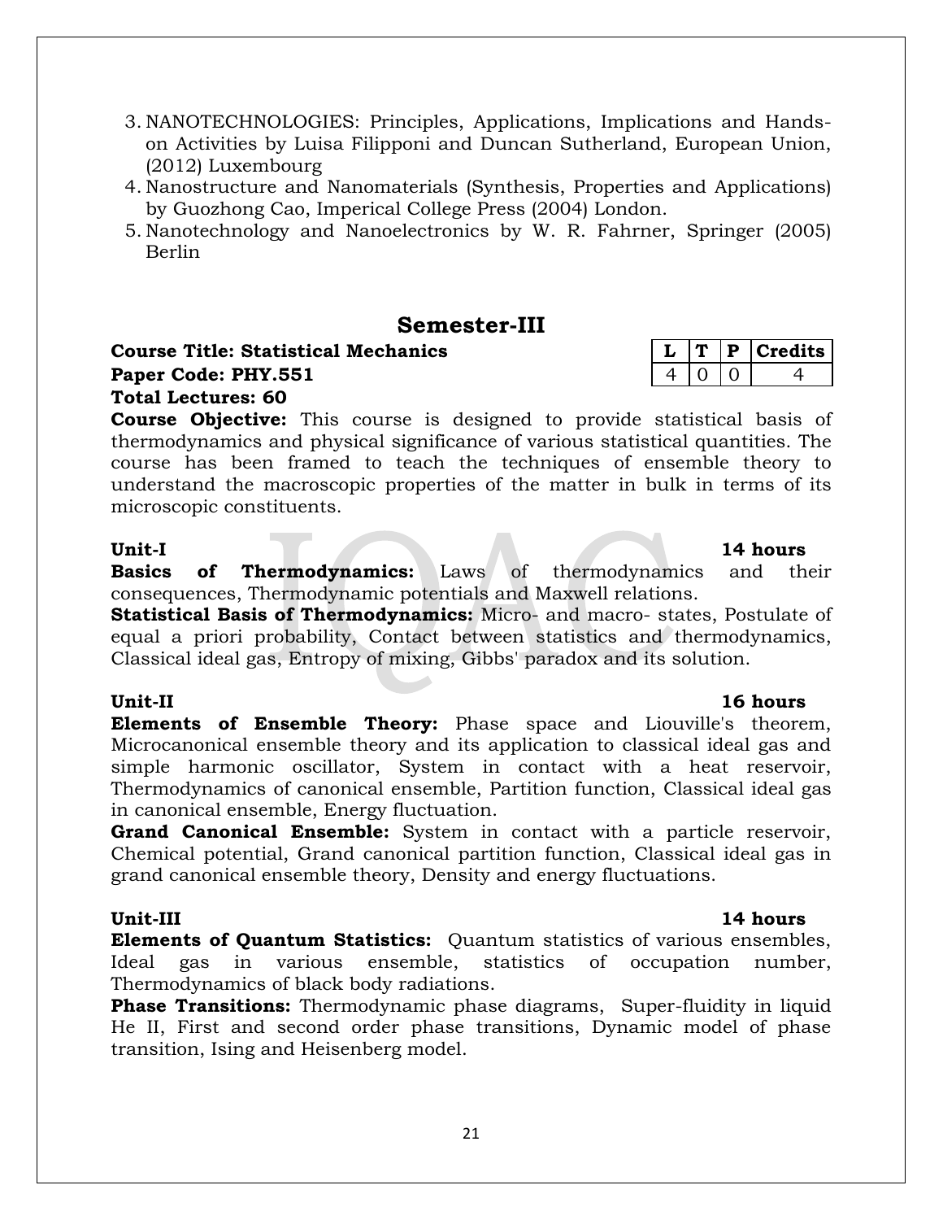3. NANOTECHNOLOGIES: Principles, Applications, Implications and Hands-on Activities by Luisa Filipponi and Duncan Sutherland, European Union, (2012) Luxembourg
4. Nanostructure and Nanomaterials (Synthesis, Properties and Applications) by Guozhong Cao, Imperical College Press (2004) London.
5. Nanotechnology and Nanoelectronics by W. R. Fahrner, Springer (2005) Berlin

## Semester-III

**Course Title: Statistical Mechanics**
**Paper Code: PHY.551**
**Total Lectures: 60**

| L | T | P | Credits |
|---|---|---|---|
| 4 | 0 | 0 | 4 |

**Course Objective:** This course is designed to provide statistical basis of thermodynamics and physical significance of various statistical quantities. The course has been framed to teach the techniques of ensemble theory to understand the macroscopic properties of the matter in bulk in terms of its microscopic constituents.

**Unit-I** **14 hours**

**Basics of Thermodynamics:** Laws of thermodynamics and their consequences, Thermodynamic potentials and Maxwell relations.

**Statistical Basis of Thermodynamics:** Micro- and macro- states, Postulate of equal a priori probability, Contact between statistics and thermodynamics, Classical ideal gas, Entropy of mixing, Gibbs' paradox and its solution.

**Unit-II** **16 hours**

**Elements of Ensemble Theory:** Phase space and Liouville's theorem, Microcanonical ensemble theory and its application to classical ideal gas and simple harmonic oscillator, System in contact with a heat reservoir, Thermodynamics of canonical ensemble, Partition function, Classical ideal gas in canonical ensemble, Energy fluctuation.

**Grand Canonical Ensemble:** System in contact with a particle reservoir, Chemical potential, Grand canonical partition function, Classical ideal gas in grand canonical ensemble theory, Density and energy fluctuations.

**Unit-III** **14 hours**

**Elements of Quantum Statistics:** Quantum statistics of various ensembles, Ideal gas in various ensemble, statistics of occupation number, Thermodynamics of black body radiations.

**Phase Transitions:** Thermodynamic phase diagrams, Super-fluidity in liquid He II, First and second order phase transitions, Dynamic model of phase transition, Ising and Heisenberg model.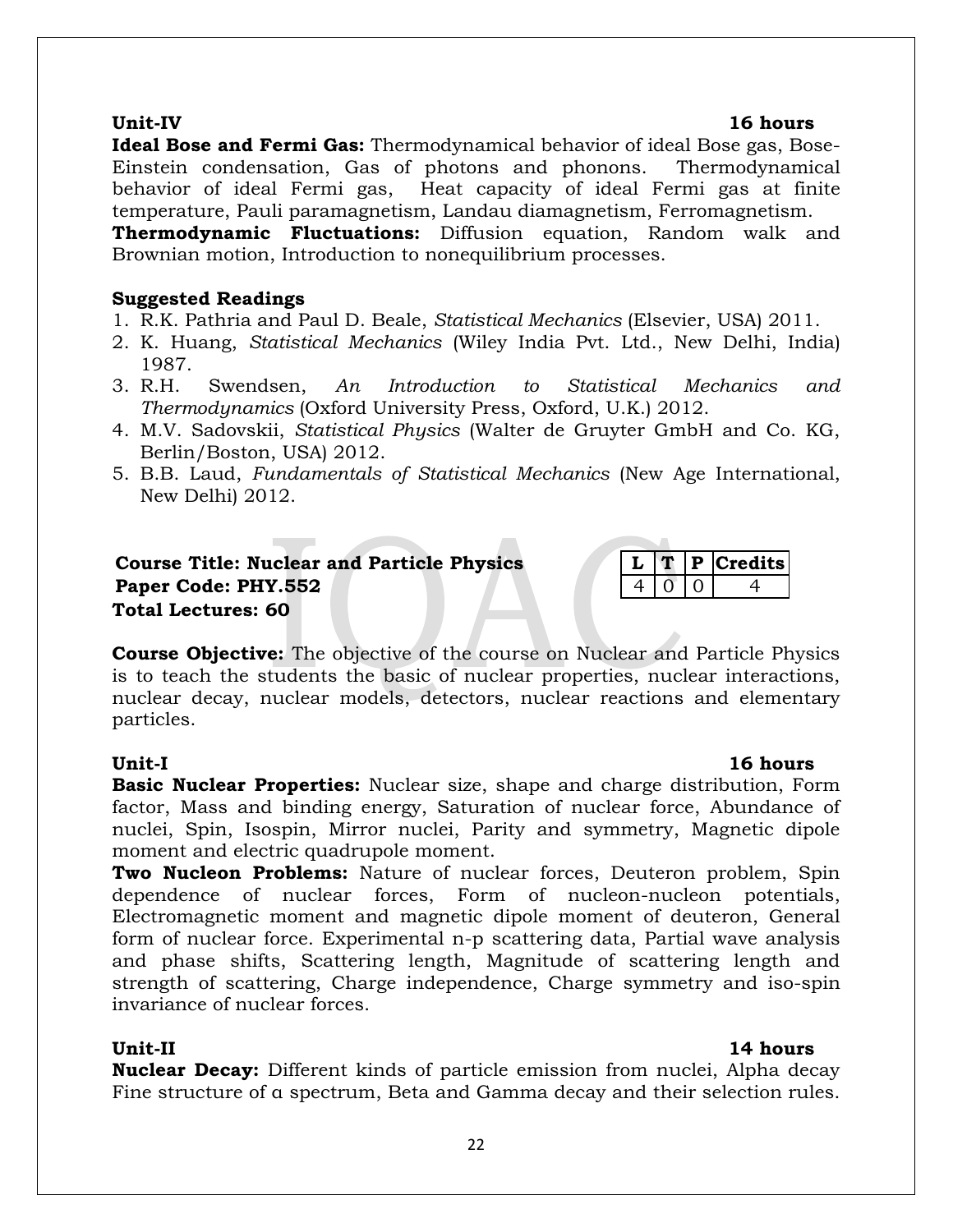**Unit-IV** **16 hours**

**Ideal Bose and Fermi Gas:** Thermodynamical behavior of ideal Bose gas, Bose-Einstein condensation, Gas of photons and phonons. Thermodynamical behavior of ideal Fermi gas, Heat capacity of ideal Fermi gas at finite temperature, Pauli paramagnetism, Landau diamagnetism, Ferromagnetism.

**Thermodynamic Fluctuations:** Diffusion equation, Random walk and Brownian motion, Introduction to nonequilibrium processes.

**Suggested Readings**

1. R.K. Pathria and Paul D. Beale, *Statistical Mechanics* (Elsevier, USA) 2011.
2. K. Huang, *Statistical Mechanics* (Wiley India Pvt. Ltd., New Delhi, India) 1987.
3. R.H. Swendsen, *An Introduction to Statistical Mechanics and Thermodynamics* (Oxford University Press, Oxford, U.K.) 2012.
4. M.V. Sadovskii, *Statistical Physics* (Walter de Gruyter GmbH and Co. KG, Berlin/Boston, USA) 2012.
5. B.B. Laud, *Fundamentals of Statistical Mechanics* (New Age International, New Delhi) 2012.

**Course Title: Nuclear and Particle Physics**
**Paper Code: PHY.552**
**Total Lectures: 60**

| L | T | P | Credits |
|---|---|---|---|
| 4 | 0 | 0 | 4 |

**Course Objective:** The objective of the course on Nuclear and Particle Physics is to teach the students the basic of nuclear properties, nuclear interactions, nuclear decay, nuclear models, detectors, nuclear reactions and elementary particles.

**Unit-I** **16 hours**

**Basic Nuclear Properties:** Nuclear size, shape and charge distribution, Form factor, Mass and binding energy, Saturation of nuclear force, Abundance of nuclei, Spin, Isospin, Mirror nuclei, Parity and symmetry, Magnetic dipole moment and electric quadrupole moment.

**Two Nucleon Problems:** Nature of nuclear forces, Deuteron problem, Spin dependence of nuclear forces, Form of nucleon-nucleon potentials, Electromagnetic moment and magnetic dipole moment of deuteron, General form of nuclear force. Experimental n-p scattering data, Partial wave analysis and phase shifts, Scattering length, Magnitude of scattering length and strength of scattering, Charge independence, Charge symmetry and iso-spin invariance of nuclear forces.

**Unit-II** **14 hours**

**Nuclear Decay:** Different kinds of particle emission from nuclei, Alpha decay Fine structure of α spectrum, Beta and Gamma decay and their selection rules.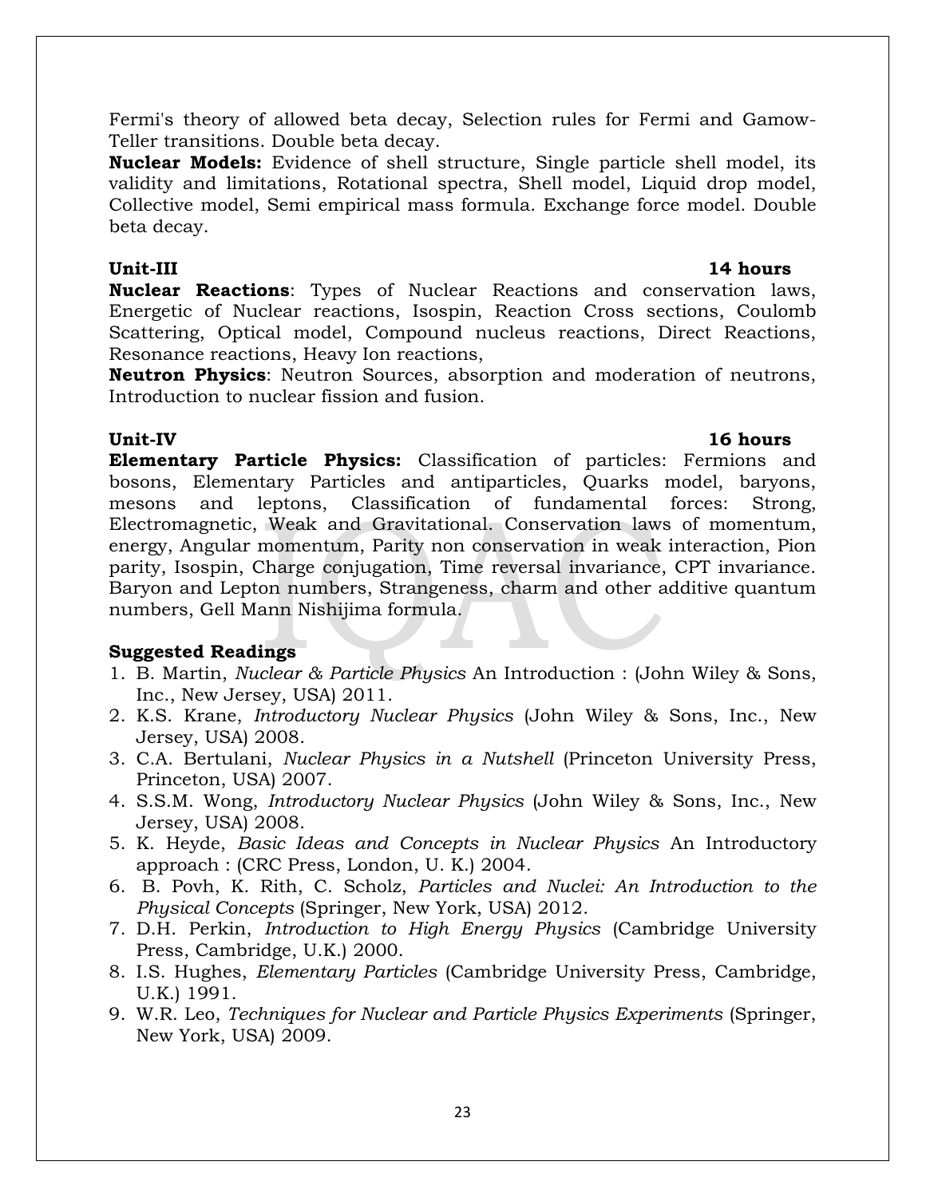Fermi's theory of allowed beta decay, Selection rules for Fermi and Gamow-Teller transitions. Double beta decay.

**Nuclear Models:** Evidence of shell structure, Single particle shell model, its validity and limitations, Rotational spectra, Shell model, Liquid drop model, Collective model, Semi empirical mass formula. Exchange force model. Double beta decay.

**Unit-III** **14 hours**

**Nuclear Reactions**: Types of Nuclear Reactions and conservation laws, Energetic of Nuclear reactions, Isospin, Reaction Cross sections, Coulomb Scattering, Optical model, Compound nucleus reactions, Direct Reactions, Resonance reactions, Heavy Ion reactions,

**Neutron Physics**: Neutron Sources, absorption and moderation of neutrons, Introduction to nuclear fission and fusion.

**Unit-IV** **16 hours**

**Elementary Particle Physics:** Classification of particles: Fermions and bosons, Elementary Particles and antiparticles, Quarks model, baryons, mesons and leptons, Classification of fundamental forces: Strong, Electromagnetic, Weak and Gravitational. Conservation laws of momentum, energy, Angular momentum, Parity non conservation in weak interaction, Pion parity, Isospin, Charge conjugation, Time reversal invariance, CPT invariance. Baryon and Lepton numbers, Strangeness, charm and other additive quantum numbers, Gell Mann Nishijima formula.

**Suggested Readings**

1. B. Martin, *Nuclear & Particle Physics* An Introduction : (John Wiley & Sons, Inc., New Jersey, USA) 2011.
2. K.S. Krane, *Introductory Nuclear Physics* (John Wiley & Sons, Inc., New Jersey, USA) 2008.
3. C.A. Bertulani, *Nuclear Physics in a Nutshell* (Princeton University Press, Princeton, USA) 2007.
4. S.S.M. Wong, *Introductory Nuclear Physics* (John Wiley & Sons, Inc., New Jersey, USA) 2008.
5. K. Heyde, *Basic Ideas and Concepts in Nuclear Physics* An Introductory approach : (CRC Press, London, U. K.) 2004.
6. B. Povh, K. Rith, C. Scholz, *Particles and Nuclei: An Introduction to the Physical Concepts* (Springer, New York, USA) 2012.
7. D.H. Perkin, *Introduction to High Energy Physics* (Cambridge University Press, Cambridge, U.K.) 2000.
8. I.S. Hughes, *Elementary Particles* (Cambridge University Press, Cambridge, U.K.) 1991.
9. W.R. Leo, *Techniques for Nuclear and Particle Physics Experiments* (Springer, New York, USA) 2009.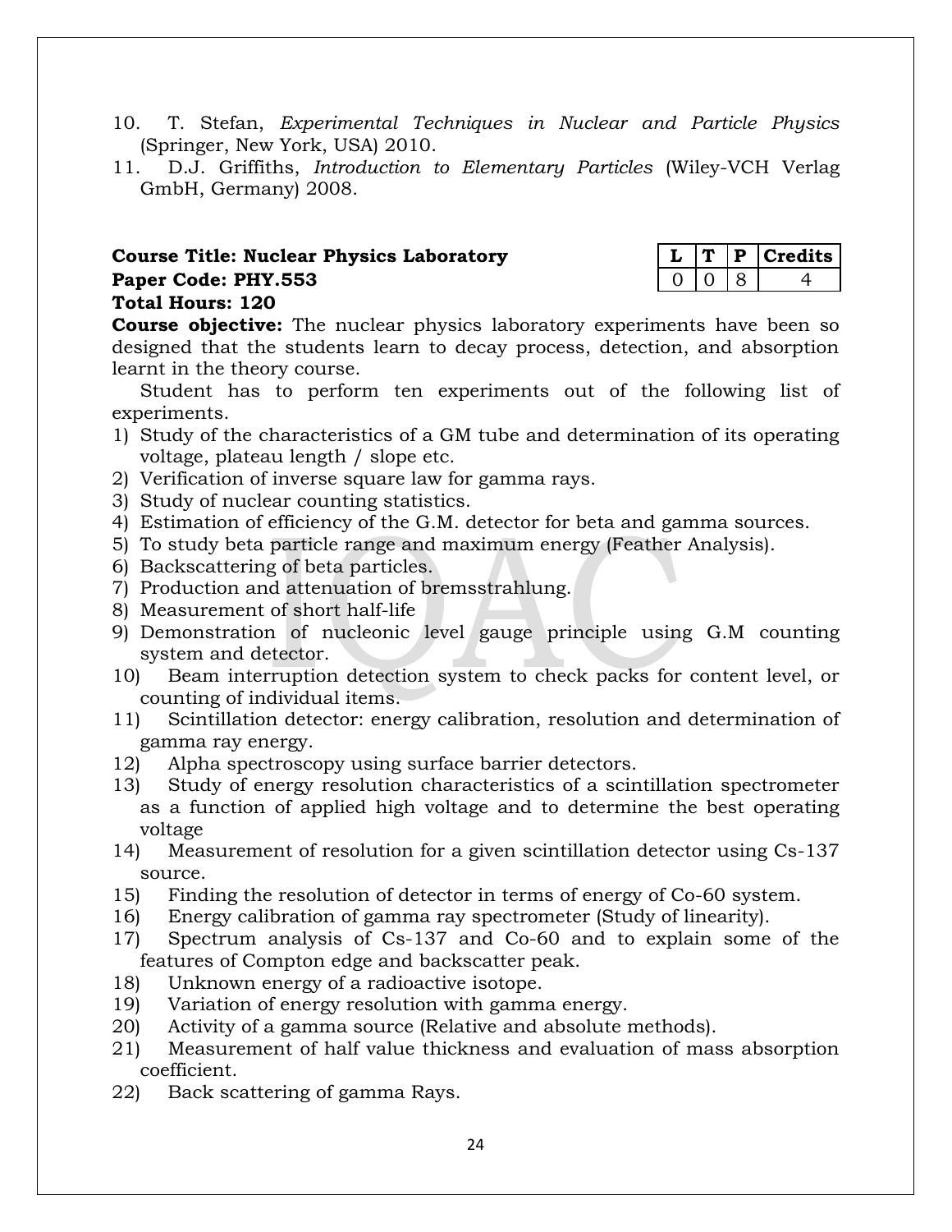10. T. Stefan, *Experimental Techniques in Nuclear and Particle Physics* (Springer, New York, USA) 2010.
11. D.J. Griffiths, *Introduction to Elementary Particles* (Wiley-VCH Verlag GmbH, Germany) 2008.

**Course Title: Nuclear Physics Laboratory**
**Paper Code: PHY.553**
**Total Hours: 120**

| L | T | P | Credits |
|---|---|---|---|
| 0 | 0 | 8 | 4 |

**Course objective:** The nuclear physics laboratory experiments have been so designed that the students learn to decay process, detection, and absorption learnt in the theory course.

Student has to perform ten experiments out of the following list of experiments.

1) Study of the characteristics of a GM tube and determination of its operating voltage, plateau length / slope etc.
2) Verification of inverse square law for gamma rays.
3) Study of nuclear counting statistics.
4) Estimation of efficiency of the G.M. detector for beta and gamma sources.
5) To study beta particle range and maximum energy (Feather Analysis).
6) Backscattering of beta particles.
7) Production and attenuation of bremsstrahlung.
8) Measurement of short half-life
9) Demonstration of nucleonic level gauge principle using G.M counting system and detector.
10) Beam interruption detection system to check packs for content level, or counting of individual items.
11) Scintillation detector: energy calibration, resolution and determination of gamma ray energy.
12) Alpha spectroscopy using surface barrier detectors.
13) Study of energy resolution characteristics of a scintillation spectrometer as a function of applied high voltage and to determine the best operating voltage
14) Measurement of resolution for a given scintillation detector using Cs-137 source.
15) Finding the resolution of detector in terms of energy of Co-60 system.
16) Energy calibration of gamma ray spectrometer (Study of linearity).
17) Spectrum analysis of Cs-137 and Co-60 and to explain some of the features of Compton edge and backscatter peak.
18) Unknown energy of a radioactive isotope.
19) Variation of energy resolution with gamma energy.
20) Activity of a gamma source (Relative and absolute methods).
21) Measurement of half value thickness and evaluation of mass absorption coefficient.
22) Back scattering of gamma Rays.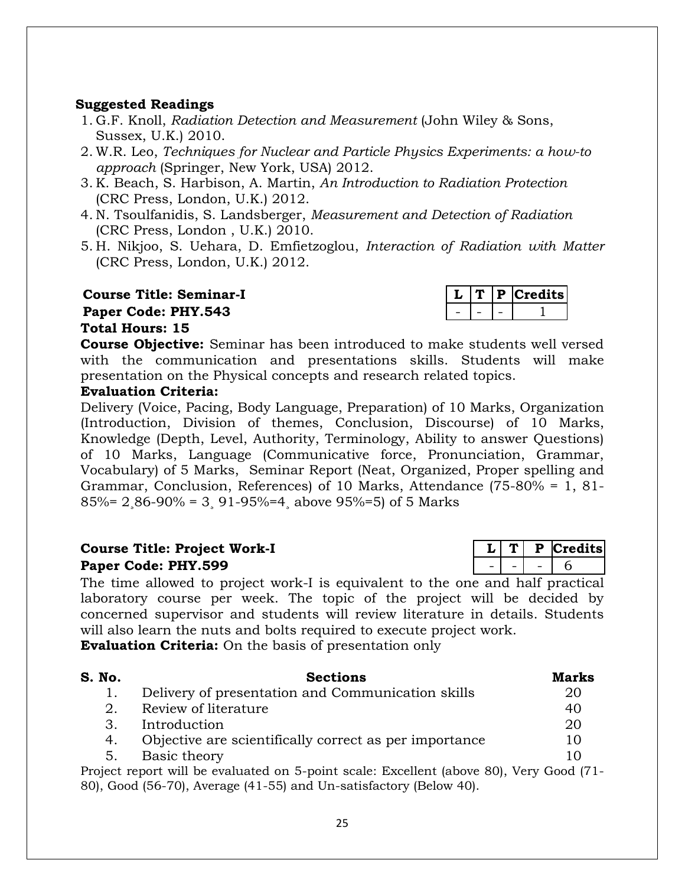**Suggested Readings**

1. G.F. Knoll, *Radiation Detection and Measurement* (John Wiley & Sons, Sussex, U.K.) 2010.
2. W.R. Leo, *Techniques for Nuclear and Particle Physics Experiments: a how-to approach* (Springer, New York, USA) 2012.
3. K. Beach, S. Harbison, A. Martin, *An Introduction to Radiation Protection* (CRC Press, London, U.K.) 2012.
4. N. Tsoulfanidis, S. Landsberger, *Measurement and Detection of Radiation* (CRC Press, London , U.K.) 2010.
5. H. Nikjoo, S. Uehara, D. Emfietzoglou, *Interaction of Radiation with Matter* (CRC Press, London, U.K.) 2012.

**Course Title: Seminar-I**
**Paper Code: PHY.543**

| L | T | P | Credits |
|---|---|---|---|
| - | - | - | 1 |

**Total Hours: 15**

**Course Objective:** Seminar has been introduced to make students well versed with the communication and presentations skills. Students will make presentation on the Physical concepts and research related topics.

**Evaluation Criteria:**

Delivery (Voice, Pacing, Body Language, Preparation) of 10 Marks, Organization (Introduction, Division of themes, Conclusion, Discourse) of 10 Marks, Knowledge (Depth, Level, Authority, Terminology, Ability to answer Questions) of 10 Marks, Language (Communicative force, Pronunciation, Grammar, Vocabulary) of 5 Marks, Seminar Report (Neat, Organized, Proper spelling and Grammar, Conclusion, References) of 10 Marks, Attendance (75-80% = 1, 81-85%= 2, 86-90% = 3, 91-95%=4, above 95%=5) of 5 Marks

**Course Title: Project Work-I**
**Paper Code: PHY.599**

| L | T | P | Credits |
|---|---|---|---|
| - | - | - | 6 |

The time allowed to project work-I is equivalent to the one and half practical laboratory course per week. The topic of the project will be decided by concerned supervisor and students will review literature in details. Students will also learn the nuts and bolts required to execute project work.

**Evaluation Criteria:** On the basis of presentation only

| S. No. | Sections | Marks |
|---|---|---|
| 1. | Delivery of presentation and Communication skills | 20 |
| 2. | Review of literature | 40 |
| 3. | Introduction | 20 |
| 4. | Objective are scientifically correct as per importance | 10 |
| 5. | Basic theory | 10 |

Project report will be evaluated on 5-point scale: Excellent (above 80), Very Good (71-80), Good (56-70), Average (41-55) and Un-satisfactory (Below 40).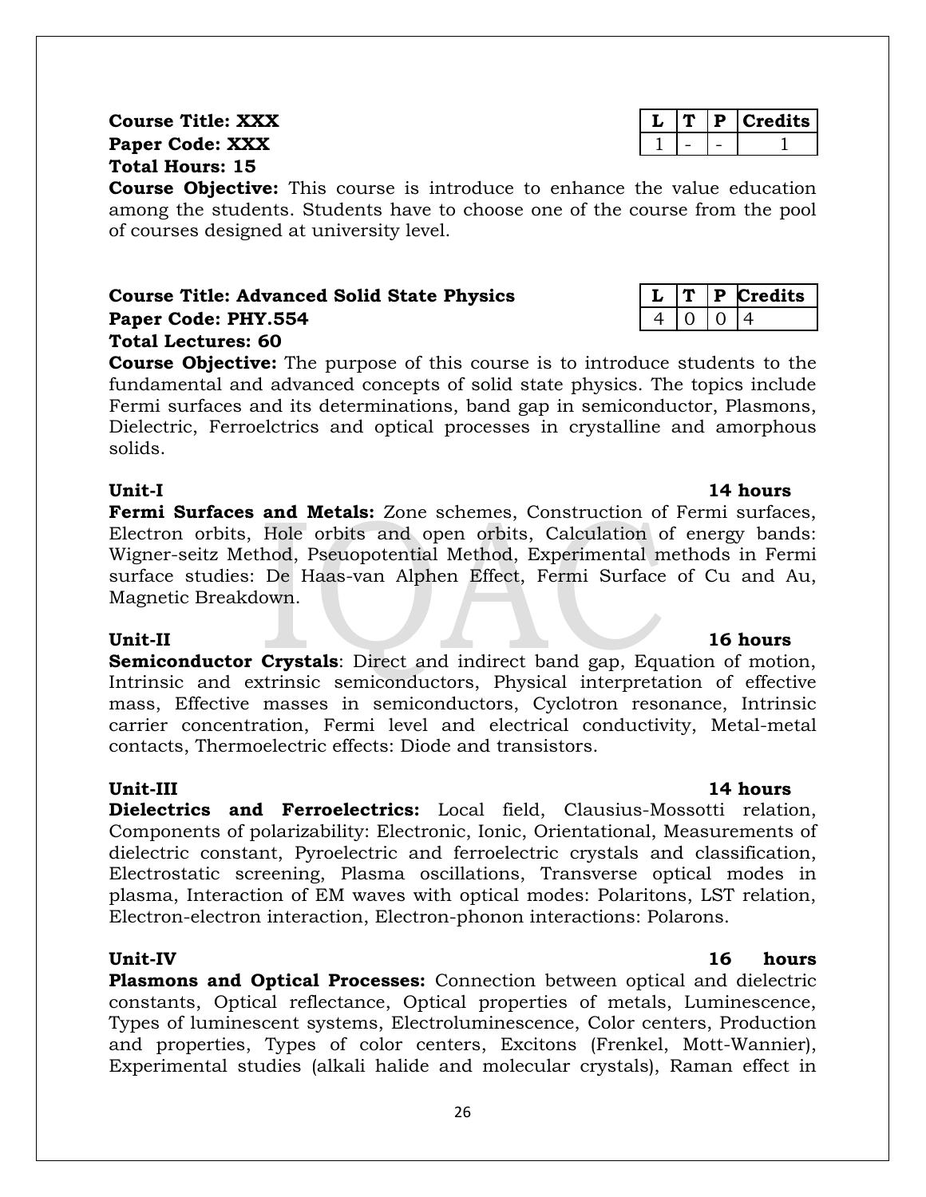**Course Title: XXX**
**Paper Code: XXX**
**Total Hours: 15**

| L | T | P | Credits |
|---|---|---|---|
| 1 | - | - | 1 |

**Course Objective:** This course is introduce to enhance the value education among the students. Students have to choose one of the course from the pool of courses designed at university level.

**Course Title: Advanced Solid State Physics**
**Paper Code: PHY.554**
**Total Lectures: 60**

| L | T | P | Credits |
|---|---|---|---|
| 4 | 0 | 0 | 4 |

**Course Objective:** The purpose of this course is to introduce students to the fundamental and advanced concepts of solid state physics. The topics include Fermi surfaces and its determinations, band gap in semiconductor, Plasmons, Dielectric, Ferroelctrics and optical processes in crystalline and amorphous solids.

**Unit-I** **14 hours**

**Fermi Surfaces and Metals:** Zone schemes, Construction of Fermi surfaces, Electron orbits, Hole orbits and open orbits, Calculation of energy bands: Wigner-seitz Method, Pseuopotential Method, Experimental methods in Fermi surface studies: De Haas-van Alphen Effect, Fermi Surface of Cu and Au, Magnetic Breakdown.

**Unit-II** **16 hours**

**Semiconductor Crystals**: Direct and indirect band gap, Equation of motion, Intrinsic and extrinsic semiconductors, Physical interpretation of effective mass, Effective masses in semiconductors, Cyclotron resonance, Intrinsic carrier concentration, Fermi level and electrical conductivity, Metal-metal contacts, Thermoelectric effects: Diode and transistors.

**Unit-III** **14 hours**

**Dielectrics and Ferroelectrics:** Local field, Clausius-Mossotti relation, Components of polarizability: Electronic, Ionic, Orientational, Measurements of dielectric constant, Pyroelectric and ferroelectric crystals and classification, Electrostatic screening, Plasma oscillations, Transverse optical modes in plasma, Interaction of EM waves with optical modes: Polaritons, LST relation, Electron-electron interaction, Electron-phonon interactions: Polarons.

**Unit-IV** **16 hours**

**Plasmons and Optical Processes:** Connection between optical and dielectric constants, Optical reflectance, Optical properties of metals, Luminescence, Types of luminescent systems, Electroluminescence, Color centers, Production and properties, Types of color centers, Excitons (Frenkel, Mott-Wannier), Experimental studies (alkali halide and molecular crystals), Raman effect in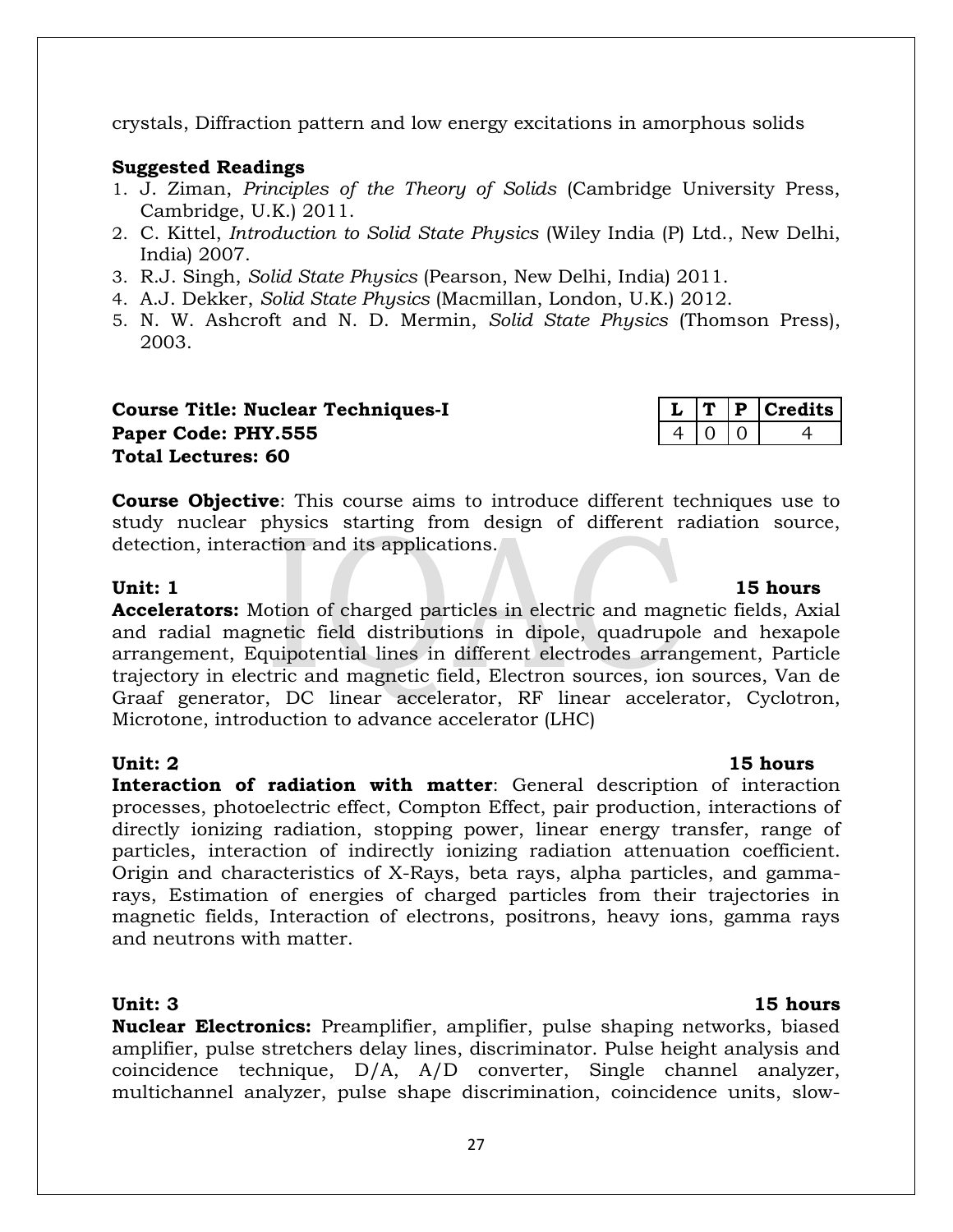crystals, Diffraction pattern and low energy excitations in amorphous solids

**Suggested Readings**

1. J. Ziman, *Principles of the Theory of Solids* (Cambridge University Press, Cambridge, U.K.) 2011.
2. C. Kittel, *Introduction to Solid State Physics* (Wiley India (P) Ltd., New Delhi, India) 2007.
3. R.J. Singh, *Solid State Physics* (Pearson, New Delhi, India) 2011.
4. A.J. Dekker, *Solid State Physics* (Macmillan, London, U.K.) 2012.
5. N. W. Ashcroft and N. D. Mermin, *Solid State Physics* (Thomson Press), 2003.

**Course Title: Nuclear Techniques-I**
**Paper Code: PHY.555**
**Total Lectures: 60**

| L | T | P | Credits |
|---|---|---|---|
| 4 | 0 | 0 | 4 |

**Course Objective**: This course aims to introduce different techniques use to study nuclear physics starting from design of different radiation source, detection, interaction and its applications.

**Unit: 1** **15 hours**

**Accelerators:** Motion of charged particles in electric and magnetic fields, Axial and radial magnetic field distributions in dipole, quadrupole and hexapole arrangement, Equipotential lines in different electrodes arrangement, Particle trajectory in electric and magnetic field, Electron sources, ion sources, Van de Graaf generator, DC linear accelerator, RF linear accelerator, Cyclotron, Microtone, introduction to advance accelerator (LHC)

**Unit: 2** **15 hours**

**Interaction of radiation with matter**: General description of interaction processes, photoelectric effect, Compton Effect, pair production, interactions of directly ionizing radiation, stopping power, linear energy transfer, range of particles, interaction of indirectly ionizing radiation attenuation coefficient. Origin and characteristics of X-Rays, beta rays, alpha particles, and gamma-rays, Estimation of energies of charged particles from their trajectories in magnetic fields, Interaction of electrons, positrons, heavy ions, gamma rays and neutrons with matter.

**Unit: 3** **15 hours**

**Nuclear Electronics:** Preamplifier, amplifier, pulse shaping networks, biased amplifier, pulse stretchers delay lines, discriminator. Pulse height analysis and coincidence technique, D/A, A/D converter, Single channel analyzer, multichannel analyzer, pulse shape discrimination, coincidence units, slow-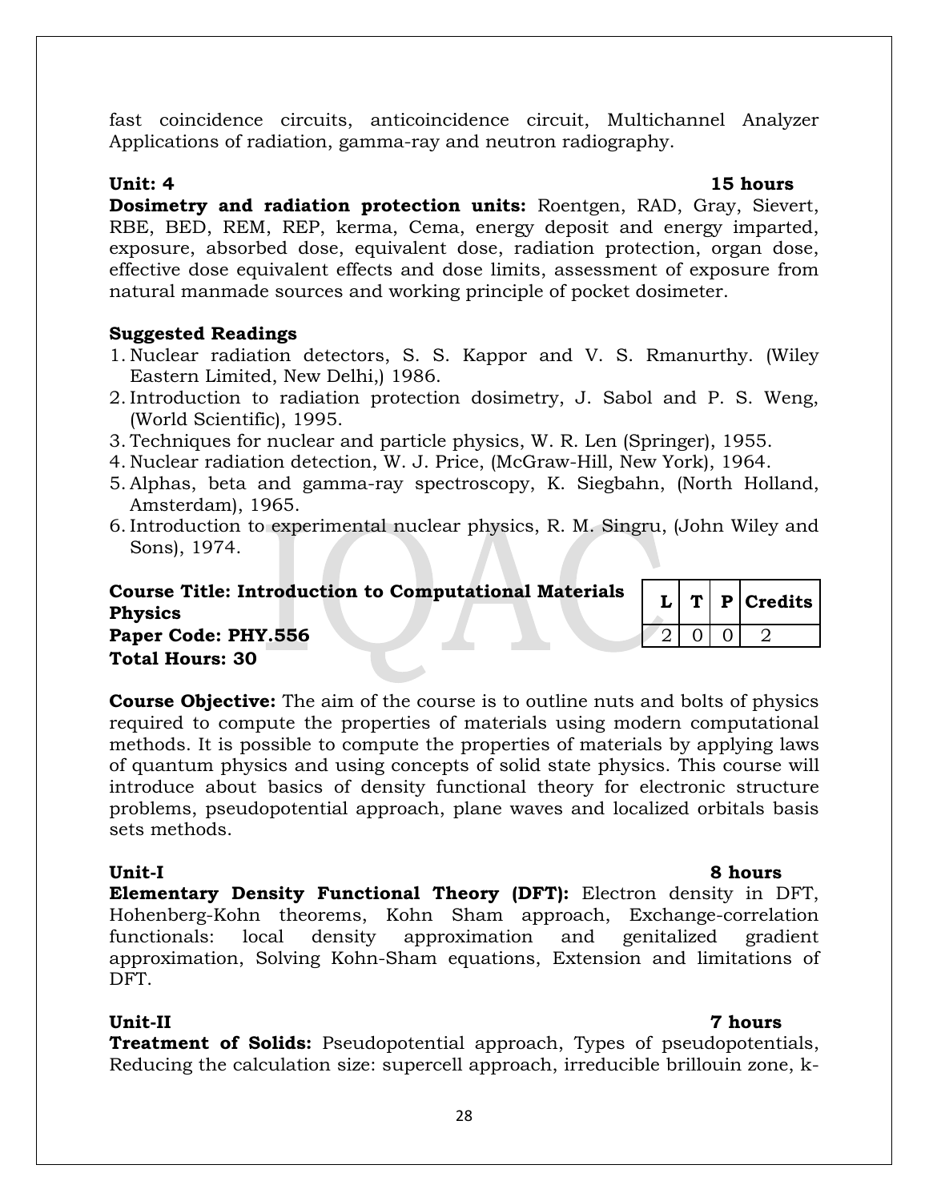fast coincidence circuits, anticoincidence circuit, Multichannel Analyzer Applications of radiation, gamma-ray and neutron radiography.

**Unit: 4 15 hours**

**Dosimetry and radiation protection units:** Roentgen, RAD, Gray, Sievert, RBE, BED, REM, REP, kerma, Cema, energy deposit and energy imparted, exposure, absorbed dose, equivalent dose, radiation protection, organ dose, effective dose equivalent effects and dose limits, assessment of exposure from natural manmade sources and working principle of pocket dosimeter.

**Suggested Readings**

1. Nuclear radiation detectors, S. S. Kappor and V. S. Rmanurthy. (Wiley Eastern Limited, New Delhi,) 1986.
2. Introduction to radiation protection dosimetry, J. Sabol and P. S. Weng, (World Scientific), 1995.
3. Techniques for nuclear and particle physics, W. R. Len (Springer), 1955.
4. Nuclear radiation detection, W. J. Price, (McGraw-Hill, New York), 1964.
5. Alphas, beta and gamma-ray spectroscopy, K. Siegbahn, (North Holland, Amsterdam), 1965.
6. Introduction to experimental nuclear physics, R. M. Singru, (John Wiley and Sons), 1974.

**Course Title: Introduction to Computational Materials Physics**
**Paper Code: PHY.556**
**Total Hours: 30**

| L | T | P | Credits |
|---|---|---|---|
| 2 | 0 | 0 | 2 |

**Course Objective:** The aim of the course is to outline nuts and bolts of physics required to compute the properties of materials using modern computational methods. It is possible to compute the properties of materials by applying laws of quantum physics and using concepts of solid state physics. This course will introduce about basics of density functional theory for electronic structure problems, pseudopotential approach, plane waves and localized orbitals basis sets methods.

**Unit-I 8 hours**

**Elementary Density Functional Theory (DFT):** Electron density in DFT, Hohenberg-Kohn theorems, Kohn Sham approach, Exchange-correlation functionals: local density approximation and genitalized gradient approximation, Solving Kohn-Sham equations, Extension and limitations of DFT.

**Unit-II 7 hours**

**Treatment of Solids:** Pseudopotential approach, Types of pseudopotentials, Reducing the calculation size: supercell approach, irreducible brillouin zone, k-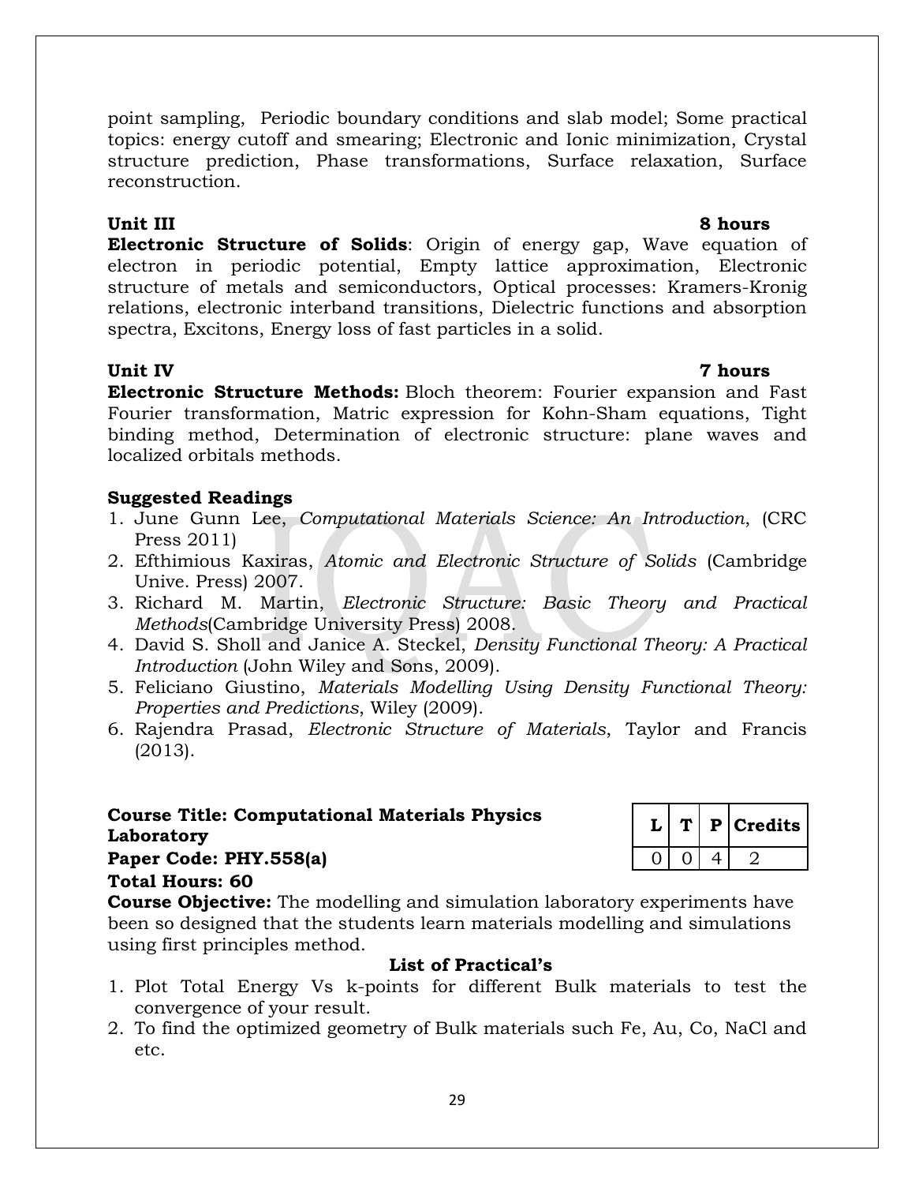point sampling, Periodic boundary conditions and slab model; Some practical topics: energy cutoff and smearing; Electronic and Ionic minimization, Crystal structure prediction, Phase transformations, Surface relaxation, Surface reconstruction.

**Unit III** **8 hours**

**Electronic Structure of Solids**: Origin of energy gap, Wave equation of electron in periodic potential, Empty lattice approximation, Electronic structure of metals and semiconductors, Optical processes: Kramers-Kronig relations, electronic interband transitions, Dielectric functions and absorption spectra, Excitons, Energy loss of fast particles in a solid.

**Unit IV** **7 hours**

**Electronic Structure Methods:** Bloch theorem: Fourier expansion and Fast Fourier transformation, Matric expression for Kohn-Sham equations, Tight binding method, Determination of electronic structure: plane waves and localized orbitals methods.

**Suggested Readings**

1. June Gunn Lee, *Computational Materials Science: An Introduction*, (CRC Press 2011)
2. Efthimious Kaxiras, *Atomic and Electronic Structure of Solids* (Cambridge Unive. Press) 2007.
3. Richard M. Martin, *Electronic Structure: Basic Theory and Practical Methods*(Cambridge University Press) 2008.
4. David S. Sholl and Janice A. Steckel, *Density Functional Theory: A Practical Introduction* (John Wiley and Sons, 2009).
5. Feliciano Giustino, *Materials Modelling Using Density Functional Theory: Properties and Predictions*, Wiley (2009).
6. Rajendra Prasad, *Electronic Structure of Materials*, Taylor and Francis (2013).

**Course Title: Computational Materials Physics Laboratory**

**Paper Code: PHY.558(a)**

**Total Hours: 60**

| L | T | P | Credits |
|---|---|---|---|
| 0 | 0 | 4 | 2 |

**Course Objective:** The modelling and simulation laboratory experiments have been so designed that the students learn materials modelling and simulations using first principles method.

**List of Practical's**

1. Plot Total Energy Vs k-points for different Bulk materials to test the convergence of your result.
2. To find the optimized geometry of Bulk materials such Fe, Au, Co, NaCl and etc.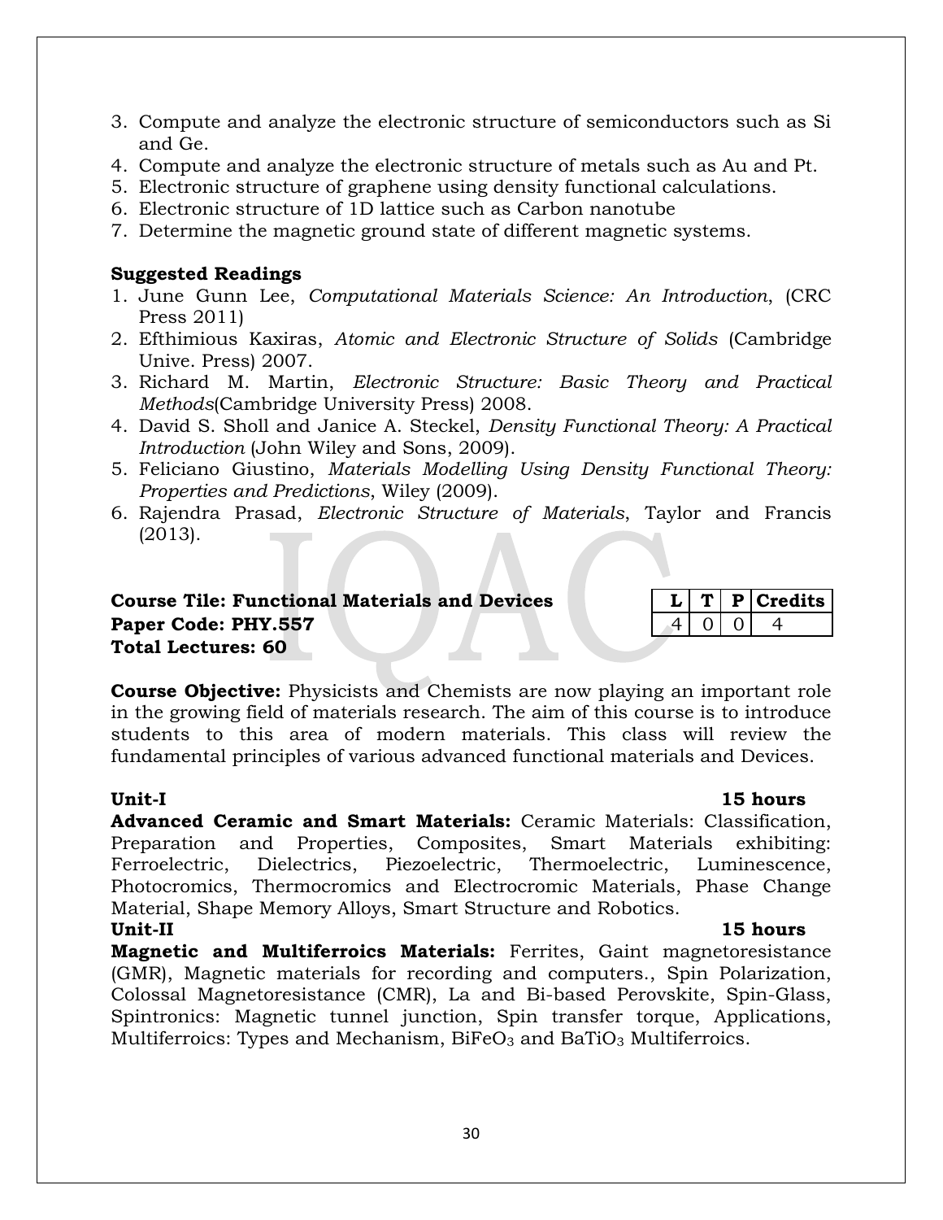3. Compute and analyze the electronic structure of semiconductors such as Si and Ge.
4. Compute and analyze the electronic structure of metals such as Au and Pt.
5. Electronic structure of graphene using density functional calculations.
6. Electronic structure of 1D lattice such as Carbon nanotube
7. Determine the magnetic ground state of different magnetic systems.

**Suggested Readings**

1. June Gunn Lee, *Computational Materials Science: An Introduction*, (CRC Press 2011)
2. Efthimious Kaxiras, *Atomic and Electronic Structure of Solids* (Cambridge Unive. Press) 2007.
3. Richard M. Martin, *Electronic Structure: Basic Theory and Practical Methods*(Cambridge University Press) 2008.
4. David S. Sholl and Janice A. Steckel, *Density Functional Theory: A Practical Introduction* (John Wiley and Sons, 2009).
5. Feliciano Giustino, *Materials Modelling Using Density Functional Theory: Properties and Predictions*, Wiley (2009).
6. Rajendra Prasad, *Electronic Structure of Materials*, Taylor and Francis (2013).

**Course Tile: Functional Materials and Devices**
**Paper Code: PHY.557**
**Total Lectures: 60**

| L | T | P | Credits |
|---|---|---|---|
| 4 | 0 | 0 | 4 |

**Course Objective:** Physicists and Chemists are now playing an important role in the growing field of materials research. The aim of this course is to introduce students to this area of modern materials. This class will review the fundamental principles of various advanced functional materials and Devices.

**Unit-I** **15 hours**

**Advanced Ceramic and Smart Materials:** Ceramic Materials: Classification, Preparation and Properties, Composites, Smart Materials exhibiting: Ferroelectric, Dielectrics, Piezoelectric, Thermoelectric, Luminescence, Photocromics, Thermocromics and Electrocromic Materials, Phase Change Material, Shape Memory Alloys, Smart Structure and Robotics.

**Unit-II** **15 hours**

**Magnetic and Multiferroics Materials:** Ferrites, Gaint magnetoresistance (GMR), Magnetic materials for recording and computers., Spin Polarization, Colossal Magnetoresistance (CMR), La and Bi-based Perovskite, Spin-Glass, Spintronics: Magnetic tunnel junction, Spin transfer torque, Applications, Multiferroics: Types and Mechanism, $BiFeO_3$ and $BaTiO_3$ Multiferroics.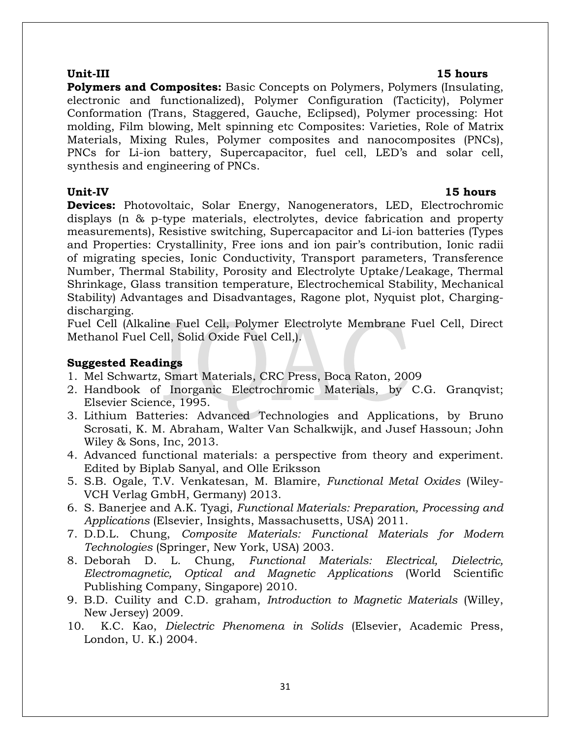**Unit-III** **15 hours**

**Polymers and Composites:** Basic Concepts on Polymers, Polymers (Insulating, electronic and functionalized), Polymer Configuration (Tacticity), Polymer Conformation (Trans, Staggered, Gauche, Eclipsed), Polymer processing: Hot molding, Film blowing, Melt spinning etc Composites: Varieties, Role of Matrix Materials, Mixing Rules, Polymer composites and nanocomposites (PNCs), PNCs for Li-ion battery, Supercapacitor, fuel cell, LED's and solar cell, synthesis and engineering of PNCs.

**Unit-IV** **15 hours**

**Devices:** Photovoltaic, Solar Energy, Nanogenerators, LED, Electrochromic displays (n & p-type materials, electrolytes, device fabrication and property measurements), Resistive switching, Supercapacitor and Li-ion batteries (Types and Properties: Crystallinity, Free ions and ion pair's contribution, Ionic radii of migrating species, Ionic Conductivity, Transport parameters, Transference Number, Thermal Stability, Porosity and Electrolyte Uptake/Leakage, Thermal Shrinkage, Glass transition temperature, Electrochemical Stability, Mechanical Stability) Advantages and Disadvantages, Ragone plot, Nyquist plot, Charging-discharging.

Fuel Cell (Alkaline Fuel Cell, Polymer Electrolyte Membrane Fuel Cell, Direct Methanol Fuel Cell, Solid Oxide Fuel Cell,).

**Suggested Readings**

1. Mel Schwartz, Smart Materials, CRC Press, Boca Raton, 2009
2. Handbook of Inorganic Electrochromic Materials, by C.G. Granqvist; Elsevier Science, 1995.
3. Lithium Batteries: Advanced Technologies and Applications, by Bruno Scrosati, K. M. Abraham, Walter Van Schalkwijk, and Jusef Hassoun; John Wiley & Sons, Inc, 2013.
4. Advanced functional materials: a perspective from theory and experiment. Edited by Biplab Sanyal, and Olle Eriksson
5. S.B. Ogale, T.V. Venkatesan, M. Blamire, *Functional Metal Oxides* (Wiley-VCH Verlag GmbH, Germany) 2013.
6. S. Banerjee and A.K. Tyagi, *Functional Materials: Preparation, Processing and Applications* (Elsevier, Insights, Massachusetts, USA) 2011.
7. D.D.L. Chung, *Composite Materials: Functional Materials for Modern Technologies* (Springer, New York, USA) 2003.
8. Deborah D. L. Chung, *Functional Materials: Electrical, Dielectric, Electromagnetic, Optical and Magnetic Applications* (World Scientific Publishing Company, Singapore) 2010.
9. B.D. Cuility and C.D. graham, *Introduction to Magnetic Materials* (Willey, New Jersey) 2009.
10. K.C. Kao, *Dielectric Phenomena in Solids* (Elsevier, Academic Press, London, U. K.) 2004.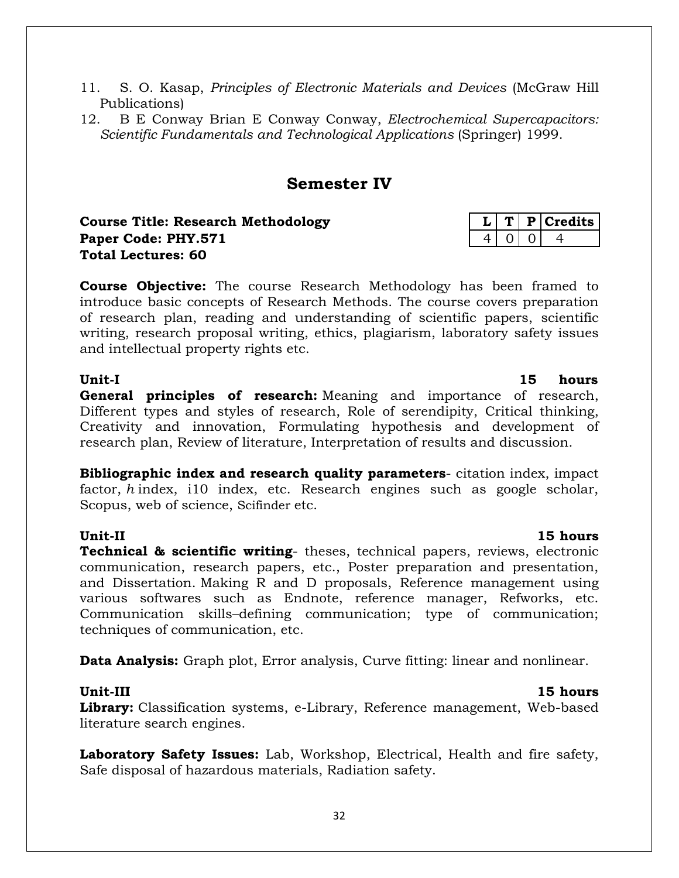11. S. O. Kasap, *Principles of Electronic Materials and Devices* (McGraw Hill Publications)
12. B E Conway Brian E Conway Conway, *Electrochemical Supercapacitors: Scientific Fundamentals and Technological Applications* (Springer) 1999.

## Semester IV

**Course Title: Research Methodology**
**Paper Code: PHY.571**
**Total Lectures: 60**

| L | T | P | Credits |
|---|---|---|---|
| 4 | 0 | 0 | 4 |

**Course Objective:** The course Research Methodology has been framed to introduce basic concepts of Research Methods. The course covers preparation of research plan, reading and understanding of scientific papers, scientific writing, research proposal writing, ethics, plagiarism, laboratory safety issues and intellectual property rights etc.

**Unit-I** **15 hours**

**General principles of research:** Meaning and importance of research, Different types and styles of research, Role of serendipity, Critical thinking, Creativity and innovation, Formulating hypothesis and development of research plan, Review of literature, Interpretation of results and discussion.

**Bibliographic index and research quality parameters**- citation index, impact factor, *h* index, i10 index, etc. Research engines such as google scholar, Scopus, web of science, Scifinder etc.

**Unit-II** **15 hours**

**Technical & scientific writing**- theses, technical papers, reviews, electronic communication, research papers, etc., Poster preparation and presentation, and Dissertation. Making R and D proposals, Reference management using various softwares such as Endnote, reference manager, Refworks, etc. Communication skills–defining communication; type of communication; techniques of communication, etc.

**Data Analysis:** Graph plot, Error analysis, Curve fitting: linear and nonlinear.

**Unit-III** **15 hours**

**Library:** Classification systems, e-Library, Reference management, Web-based literature search engines.

**Laboratory Safety Issues:** Lab, Workshop, Electrical, Health and fire safety, Safe disposal of hazardous materials, Radiation safety.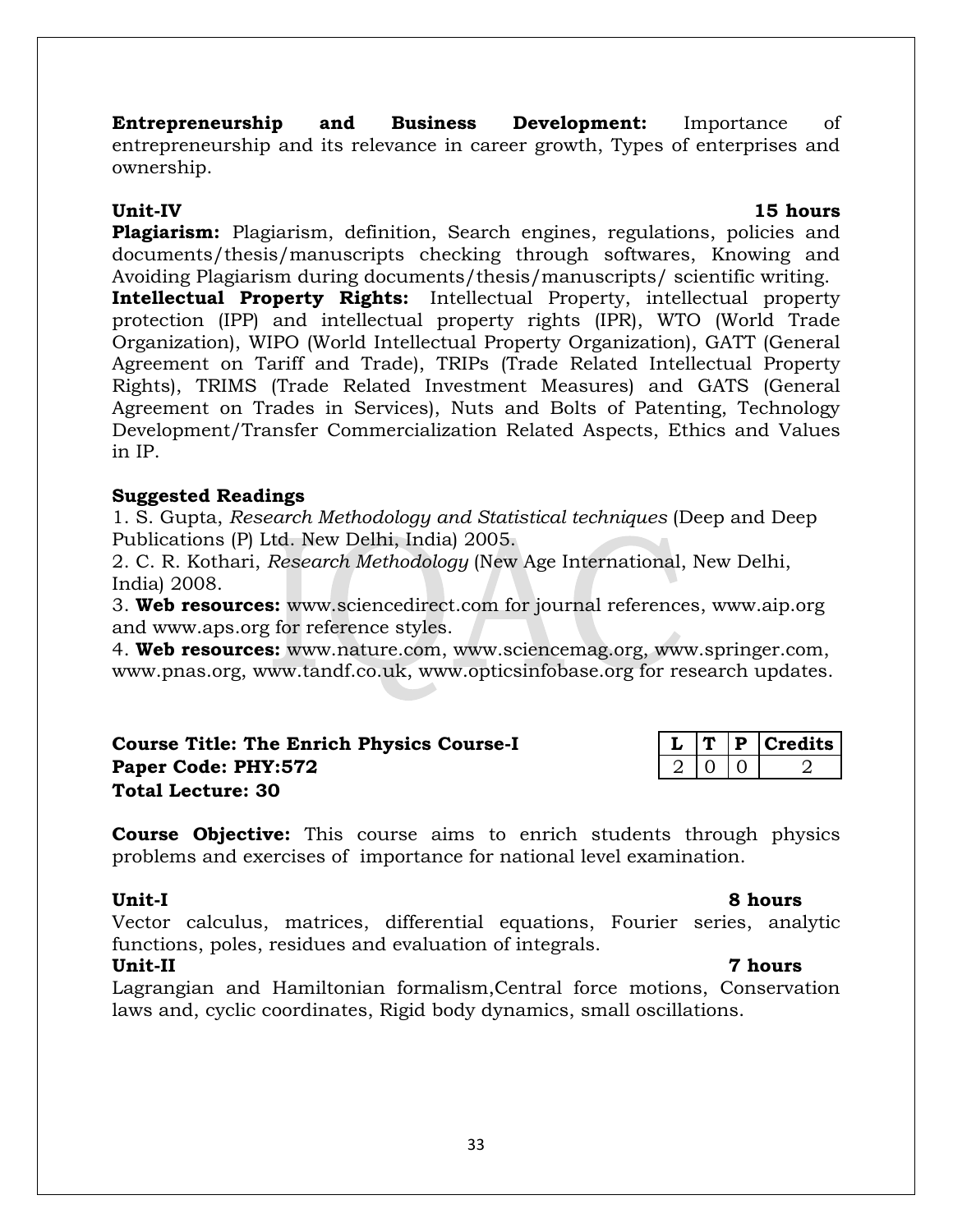**Entrepreneurship and Business Development:** Importance of entrepreneurship and its relevance in career growth, Types of enterprises and ownership.

**Unit-IV 15 hours**

**Plagiarism:** Plagiarism, definition, Search engines, regulations, policies and documents/thesis/manuscripts checking through softwares, Knowing and Avoiding Plagiarism during documents/thesis/manuscripts/ scientific writing.

**Intellectual Property Rights:** Intellectual Property, intellectual property protection (IPP) and intellectual property rights (IPR), WTO (World Trade Organization), WIPO (World Intellectual Property Organization), GATT (General Agreement on Tariff and Trade), TRIPs (Trade Related Intellectual Property Rights), TRIMS (Trade Related Investment Measures) and GATS (General Agreement on Trades in Services), Nuts and Bolts of Patenting, Technology Development/Transfer Commercialization Related Aspects, Ethics and Values in IP.

**Suggested Readings**

1. S. Gupta, *Research Methodology and Statistical techniques* (Deep and Deep Publications (P) Ltd. New Delhi, India) 2005.
2. C. R. Kothari, *Research Methodology* (New Age International, New Delhi, India) 2008.
3. **Web resources:** www.sciencedirect.com for journal references, www.aip.org and www.aps.org for reference styles.
4. **Web resources:** www.nature.com, www.sciencemag.org, www.springer.com, www.pnas.org, www.tandf.co.uk, www.opticsinfobase.org for research updates.

**Course Title: The Enrich Physics Course-I**
**Paper Code: PHY:572**
**Total Lecture: 30**

| L | T | P | Credits |
|---|---|---|---|
| 2 | 0 | 0 | 2 |

**Course Objective:** This course aims to enrich students through physics problems and exercises of importance for national level examination.

**Unit-I 8 hours**

Vector calculus, matrices, differential equations, Fourier series, analytic functions, poles, residues and evaluation of integrals.

**Unit-II 7 hours**

Lagrangian and Hamiltonian formalism,Central force motions, Conservation laws and, cyclic coordinates, Rigid body dynamics, small oscillations.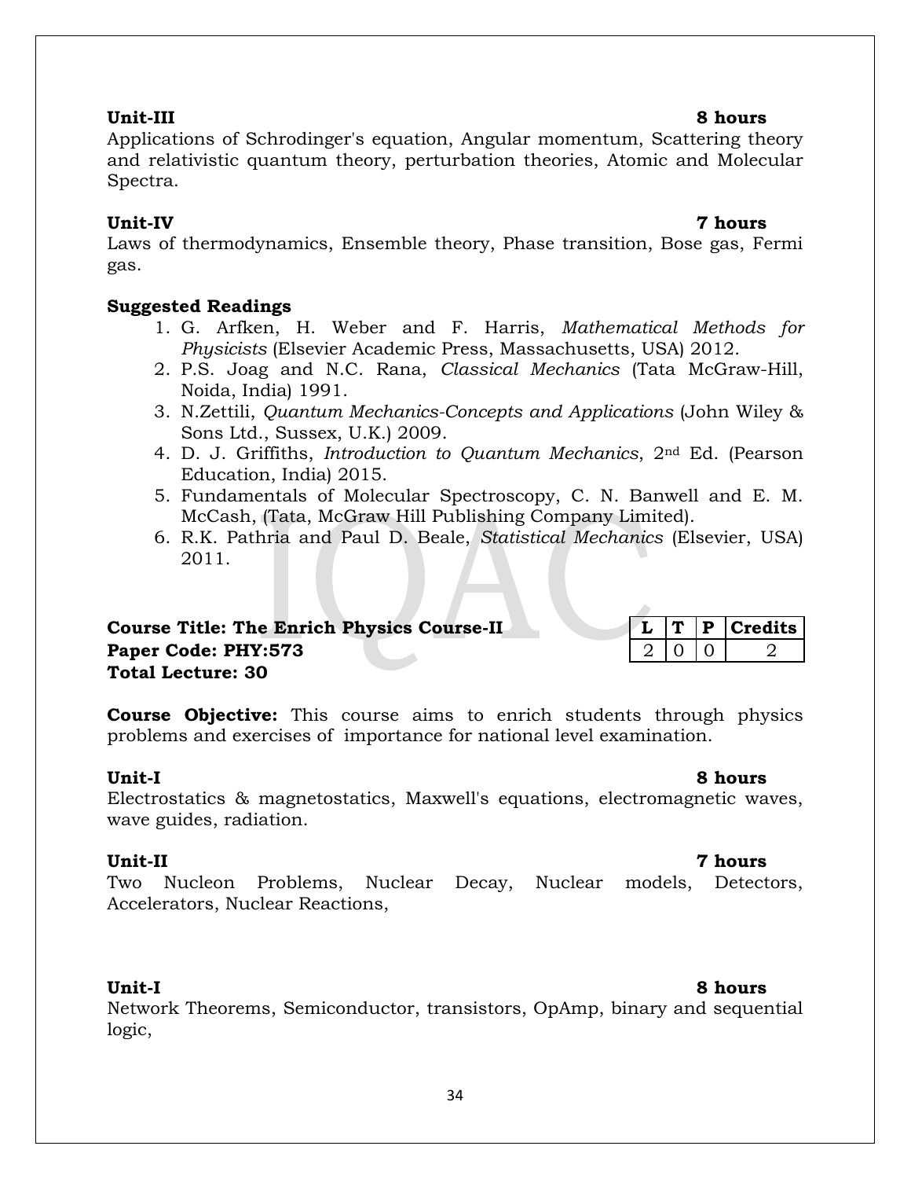**Unit-III** **8 hours**

Applications of Schrodinger's equation, Angular momentum, Scattering theory and relativistic quantum theory, perturbation theories, Atomic and Molecular Spectra.

**Unit-IV** **7 hours**

Laws of thermodynamics, Ensemble theory, Phase transition, Bose gas, Fermi gas.

**Suggested Readings**

1. G. Arfken, H. Weber and F. Harris, *Mathematical Methods for Physicists* (Elsevier Academic Press, Massachusetts, USA) 2012.
2. P.S. Joag and N.C. Rana, *Classical Mechanics* (Tata McGraw-Hill, Noida, India) 1991.
3. N.Zettili, *Quantum Mechanics-Concepts and Applications* (John Wiley & Sons Ltd., Sussex, U.K.) 2009.
4. D. J. Griffiths, *Introduction to Quantum Mechanics*, 2nd Ed. (Pearson Education, India) 2015.
5. Fundamentals of Molecular Spectroscopy, C. N. Banwell and E. M. McCash, (Tata, McGraw Hill Publishing Company Limited).
6. R.K. Pathria and Paul D. Beale, *Statistical Mechanics* (Elsevier, USA) 2011.

**Course Title: The Enrich Physics Course-II**
**Paper Code: PHY:573**
**Total Lecture: 30**

| L | T | P | Credits |
|---|---|---|---|
| 2 | 0 | 0 | 2 |

**Course Objective:** This course aims to enrich students through physics problems and exercises of importance for national level examination.

**Unit-I** **8 hours**

Electrostatics & magnetostatics, Maxwell's equations, electromagnetic waves, wave guides, radiation.

**Unit-II** **7 hours**

Two Nucleon Problems, Nuclear Decay, Nuclear models, Detectors, Accelerators, Nuclear Reactions,

**Unit-I** **8 hours**

Network Theorems, Semiconductor, transistors, OpAmp, binary and sequential logic,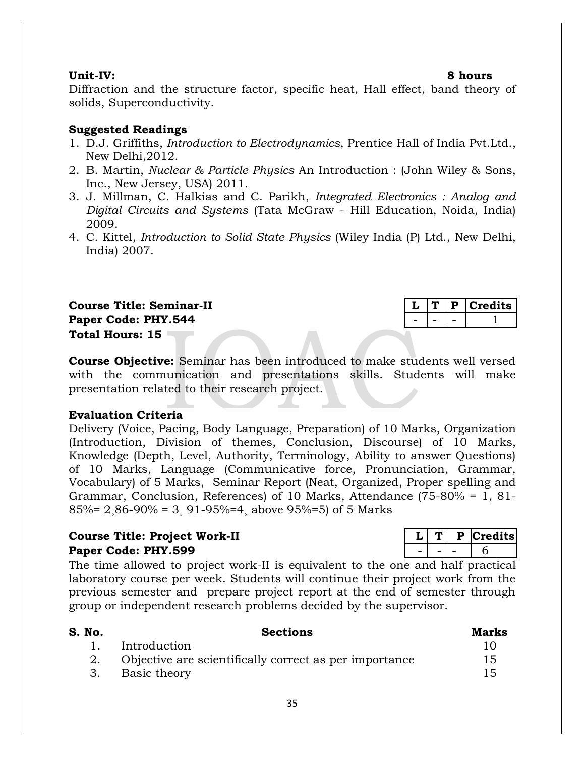**Unit-IV: 8 hours**

Diffraction and the structure factor, specific heat, Hall effect, band theory of solids, Superconductivity.

**Suggested Readings**

1. D.J. Griffiths, *Introduction to Electrodynamics*, Prentice Hall of India Pvt.Ltd., New Delhi,2012.
2. B. Martin, *Nuclear & Particle Physics* An Introduction : (John Wiley & Sons, Inc., New Jersey, USA) 2011.
3. J. Millman, C. Halkias and C. Parikh, *Integrated Electronics : Analog and Digital Circuits and Systems* (Tata McGraw - Hill Education, Noida, India) 2009.
4. C. Kittel, *Introduction to Solid State Physics* (Wiley India (P) Ltd., New Delhi, India) 2007.

**Course Title: Seminar-II**
**Paper Code: PHY.544**
**Total Hours: 15**

| L | T | P | Credits |
|---|---|---|---|
| - | - | - | 1 |

**Course Objective:** Seminar has been introduced to make students well versed with the communication and presentations skills. Students will make presentation related to their research project.

**Evaluation Criteria**

Delivery (Voice, Pacing, Body Language, Preparation) of 10 Marks, Organization (Introduction, Division of themes, Conclusion, Discourse) of 10 Marks, Knowledge (Depth, Level, Authority, Terminology, Ability to answer Questions) of 10 Marks, Language (Communicative force, Pronunciation, Grammar, Vocabulary) of 5 Marks, Seminar Report (Neat, Organized, Proper spelling and Grammar, Conclusion, References) of 10 Marks, Attendance (75-80% = 1, 81-85%= 2, 86-90% = 3, 91-95%=4, above 95%=5) of 5 Marks

**Course Title: Project Work-II**
**Paper Code: PHY.599**

| L | T | P | Credits |
|---|---|---|---|
| - | - | - | 6 |

The time allowed to project work-II is equivalent to the one and half practical laboratory course per week. Students will continue their project work from the previous semester and prepare project report at the end of semester through group or independent research problems decided by the supervisor.

| S. No. | Sections | Marks |
|---|---|---|
| 1. | Introduction | 10 |
| 2. | Objective are scientifically correct as per importance | 15 |
| 3. | Basic theory | 15 |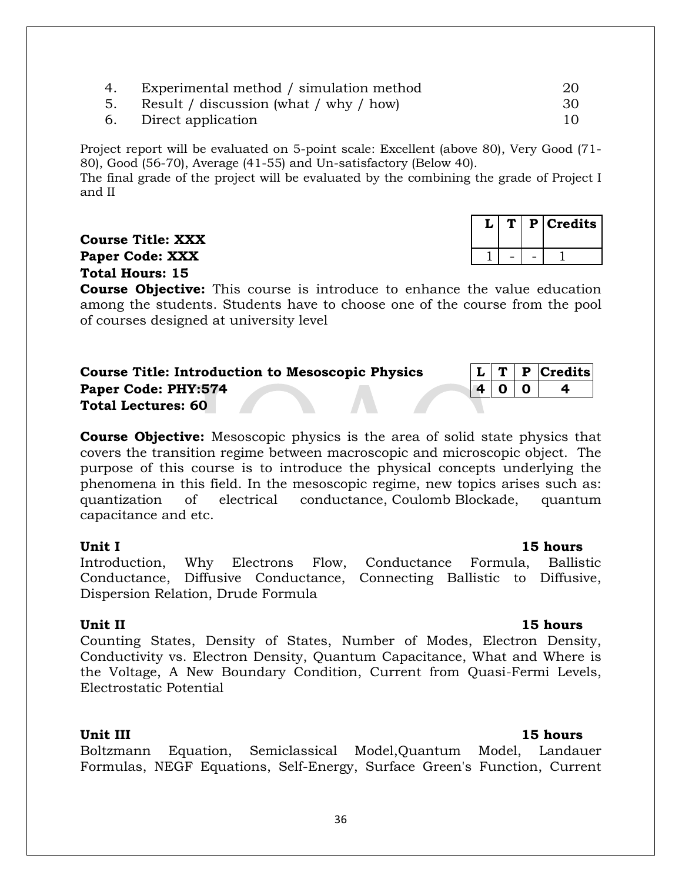4. Experimental method / simulation method 20
5. Result / discussion (what / why / how) 30
6. Direct application 10

Project report will be evaluated on 5-point scale: Excellent (above 80), Very Good (71-80), Good (56-70), Average (41-55) and Un-satisfactory (Below 40).
The final grade of the project will be evaluated by the combining the grade of Project I and II

| L | T | P | Credits |
|---|---|---|---|
| 1 | - | - | 1 |

**Course Title: XXX**
**Paper Code: XXX**
**Total Hours: 15**

**Course Objective:** This course is introduce to enhance the value education among the students. Students have to choose one of the course from the pool of courses designed at university level

| L | T | P | Credits |
|---|---|---|---|
| 4 | 0 | 0 | 4 |

**Course Title: Introduction to Mesoscopic Physics**
**Paper Code: PHY:574**
**Total Lectures: 60**

**Course Objective:** Mesoscopic physics is the area of solid state physics that covers the transition regime between macroscopic and microscopic object. The purpose of this course is to introduce the physical concepts underlying the phenomena in this field. In the mesoscopic regime, new topics arises such as: quantization of electrical conductance, Coulomb Blockade, quantum capacitance and etc.

**Unit I** **15 hours**
Introduction, Why Electrons Flow, Conductance Formula, Ballistic Conductance, Diffusive Conductance, Connecting Ballistic to Diffusive, Dispersion Relation, Drude Formula

**Unit II** **15 hours**
Counting States, Density of States, Number of Modes, Electron Density, Conductivity vs. Electron Density, Quantum Capacitance, What and Where is the Voltage, A New Boundary Condition, Current from Quasi-Fermi Levels, Electrostatic Potential

**Unit III** **15 hours**
Boltzmann Equation, Semiclassical Model,Quantum Model, Landauer Formulas, NEGF Equations, Self-Energy, Surface Green's Function, Current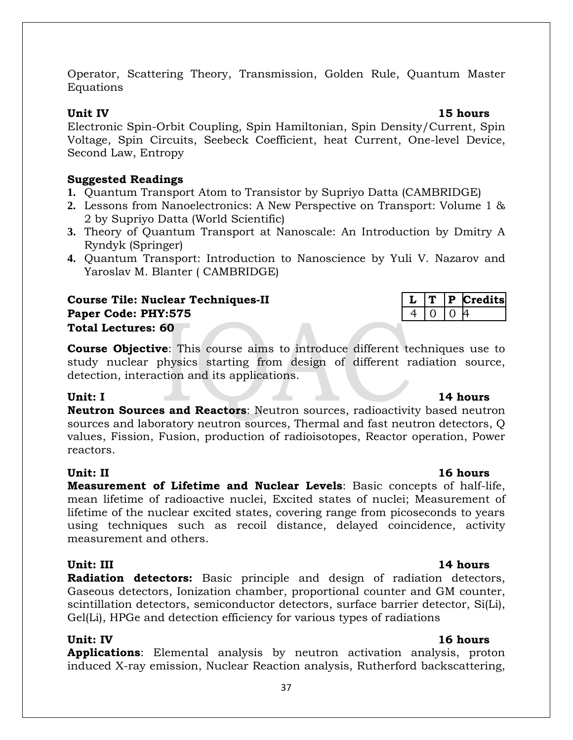Operator, Scattering Theory, Transmission, Golden Rule, Quantum Master Equations

**Unit IV** **15 hours**

Electronic Spin-Orbit Coupling, Spin Hamiltonian, Spin Density/Current, Spin Voltage, Spin Circuits, Seebeck Coefficient, heat Current, One-level Device, Second Law, Entropy

**Suggested Readings**

1. Quantum Transport Atom to Transistor by Supriyo Datta (CAMBRIDGE)
2. Lessons from Nanoelectronics: A New Perspective on Transport: Volume 1 & 2 by Supriyo Datta (World Scientific)
3. Theory of Quantum Transport at Nanoscale: An Introduction by Dmitry A Ryndyk (Springer)
4. Quantum Transport: Introduction to Nanoscience by Yuli V. Nazarov and Yaroslav M. Blanter ( CAMBRIDGE)

**Course Tile: Nuclear Techniques-II**
**Paper Code: PHY:575**
**Total Lectures: 60**

| L | T | P | Credits |
|---|---|---|---|
| 4 | 0 | 0 | 4 |

**Course Objective**: This course aims to introduce different techniques use to study nuclear physics starting from design of different radiation source, detection, interaction and its applications.

**Unit: I** **14 hours**

**Neutron Sources and Reactors**: Neutron sources, radioactivity based neutron sources and laboratory neutron sources, Thermal and fast neutron detectors, Q values, Fission, Fusion, production of radioisotopes, Reactor operation, Power reactors.

**Unit: II** **16 hours**

**Measurement of Lifetime and Nuclear Levels**: Basic concepts of half-life, mean lifetime of radioactive nuclei, Excited states of nuclei; Measurement of lifetime of the nuclear excited states, covering range from picoseconds to years using techniques such as recoil distance, delayed coincidence, activity measurement and others.

**Unit: III** **14 hours**

**Radiation detectors:** Basic principle and design of radiation detectors, Gaseous detectors, Ionization chamber, proportional counter and GM counter, scintillation detectors, semiconductor detectors, surface barrier detector, Si(Li), Gel(Li), HPGe and detection efficiency for various types of radiations

**Unit: IV** **16 hours**

**Applications**: Elemental analysis by neutron activation analysis, proton induced X-ray emission, Nuclear Reaction analysis, Rutherford backscattering,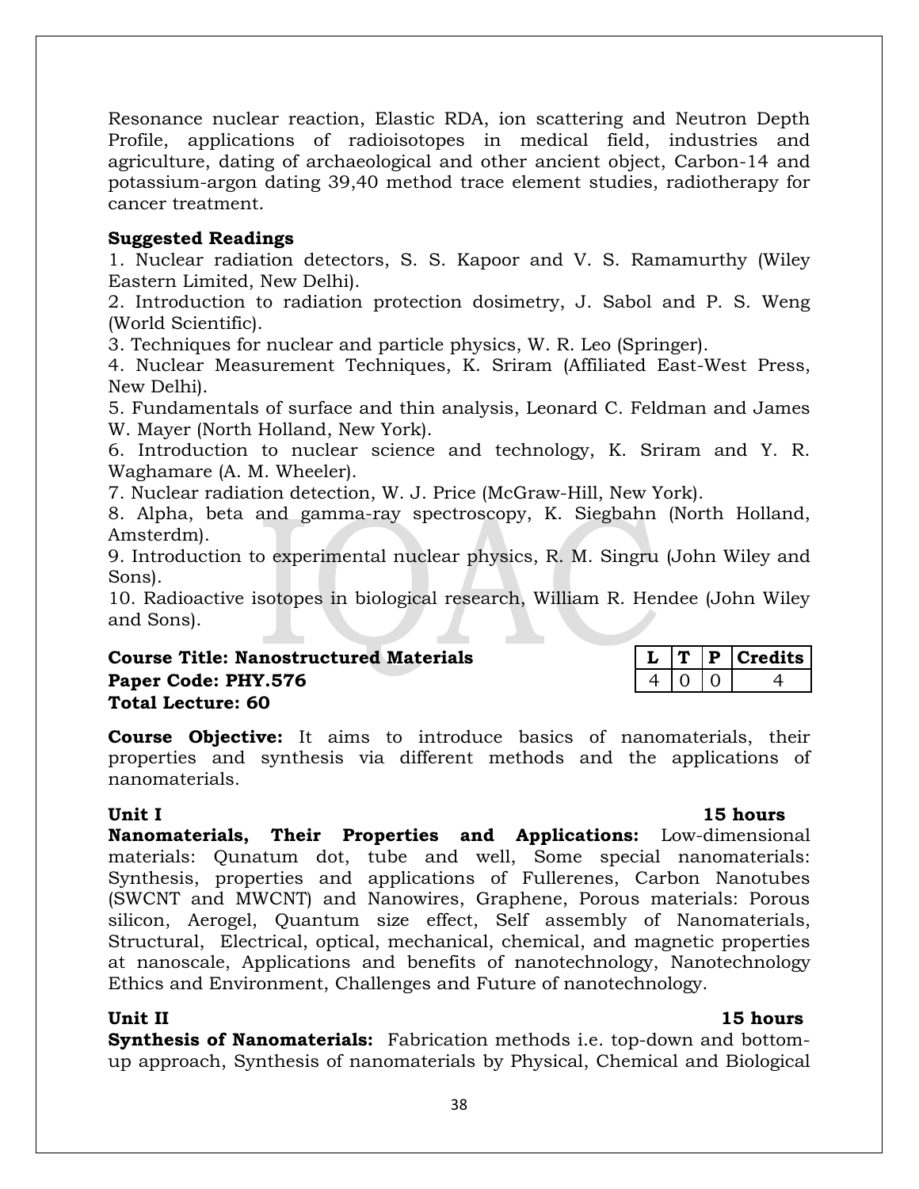Resonance nuclear reaction, Elastic RDA, ion scattering and Neutron Depth Profile, applications of radioisotopes in medical field, industries and agriculture, dating of archaeological and other ancient object, Carbon-14 and potassium-argon dating 39,40 method trace element studies, radiotherapy for cancer treatment.

**Suggested Readings**

1. Nuclear radiation detectors, S. S. Kapoor and V. S. Ramamurthy (Wiley Eastern Limited, New Delhi).
2. Introduction to radiation protection dosimetry, J. Sabol and P. S. Weng (World Scientific).
3. Techniques for nuclear and particle physics, W. R. Leo (Springer).
4. Nuclear Measurement Techniques, K. Sriram (Affiliated East-West Press, New Delhi).
5. Fundamentals of surface and thin analysis, Leonard C. Feldman and James W. Mayer (North Holland, New York).
6. Introduction to nuclear science and technology, K. Sriram and Y. R. Waghamare (A. M. Wheeler).
7. Nuclear radiation detection, W. J. Price (McGraw-Hill, New York).
8. Alpha, beta and gamma-ray spectroscopy, K. Siegbahn (North Holland, Amsterdm).
9. Introduction to experimental nuclear physics, R. M. Singru (John Wiley and Sons).
10. Radioactive isotopes in biological research, William R. Hendee (John Wiley and Sons).

**Course Title: Nanostructured Materials**
**Paper Code: PHY.576**
**Total Lecture: 60**

| L | T | P | Credits |
|---|---|---|---|
| 4 | 0 | 0 | 4 |

**Course Objective:** It aims to introduce basics of nanomaterials, their properties and synthesis via different methods and the applications of nanomaterials.

**Unit I** **15 hours**

**Nanomaterials, Their Properties and Applications:** Low-dimensional materials: Qunatum dot, tube and well, Some special nanomaterials: Synthesis, properties and applications of Fullerenes, Carbon Nanotubes (SWCNT and MWCNT) and Nanowires, Graphene, Porous materials: Porous silicon, Aerogel, Quantum size effect, Self assembly of Nanomaterials, Structural, Electrical, optical, mechanical, chemical, and magnetic properties at nanoscale, Applications and benefits of nanotechnology, Nanotechnology Ethics and Environment, Challenges and Future of nanotechnology.

**Unit II** **15 hours**

**Synthesis of Nanomaterials:** Fabrication methods i.e. top-down and bottom-up approach, Synthesis of nanomaterials by Physical, Chemical and Biological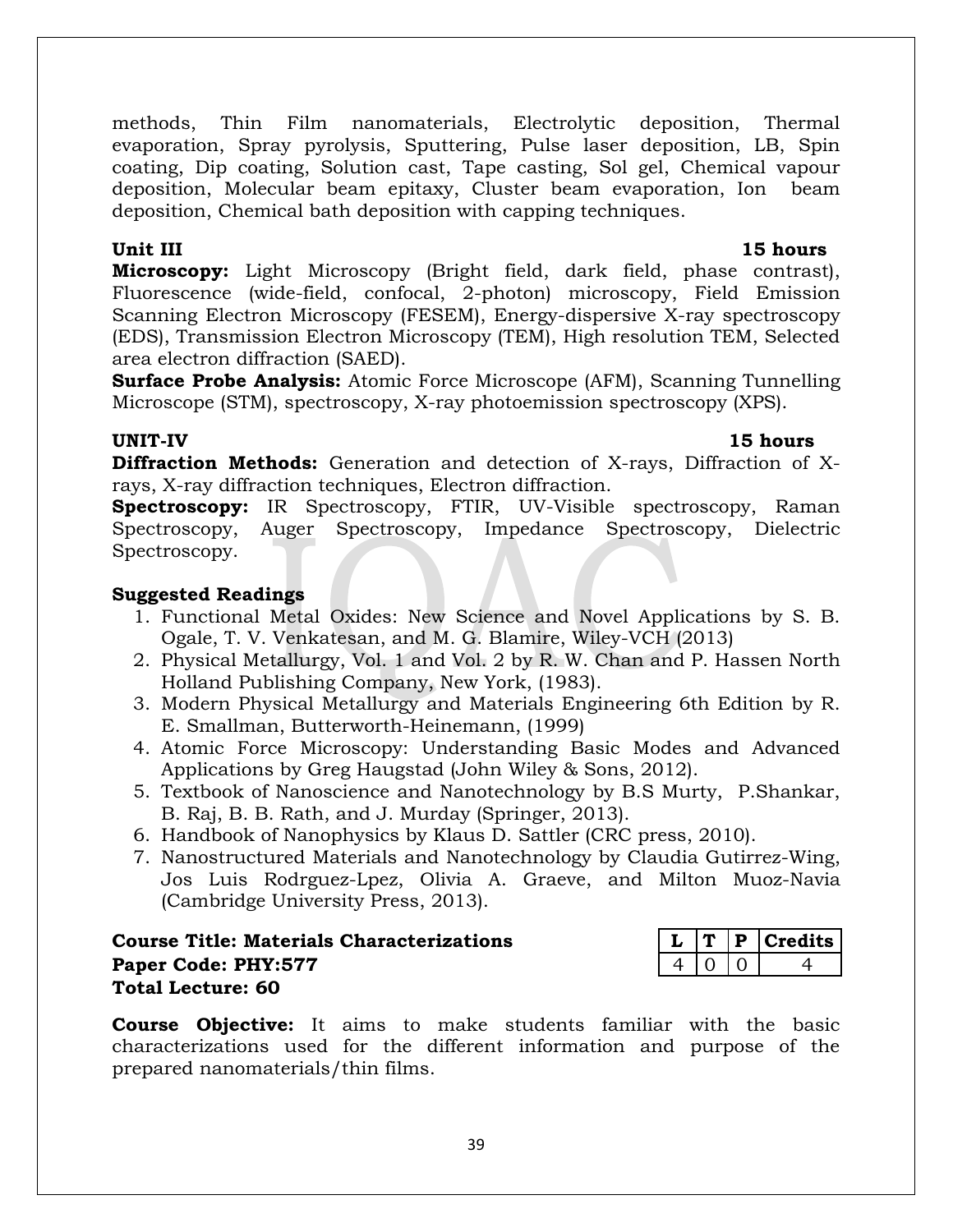methods, Thin Film nanomaterials, Electrolytic deposition, Thermal evaporation, Spray pyrolysis, Sputtering, Pulse laser deposition, LB, Spin coating, Dip coating, Solution cast, Tape casting, Sol gel, Chemical vapour deposition, Molecular beam epitaxy, Cluster beam evaporation, Ion beam deposition, Chemical bath deposition with capping techniques.

**Unit III** **15 hours**

**Microscopy:** Light Microscopy (Bright field, dark field, phase contrast), Fluorescence (wide-field, confocal, 2-photon) microscopy, Field Emission Scanning Electron Microscopy (FESEM), Energy-dispersive X-ray spectroscopy (EDS), Transmission Electron Microscopy (TEM), High resolution TEM, Selected area electron diffraction (SAED).

**Surface Probe Analysis:** Atomic Force Microscope (AFM), Scanning Tunnelling Microscope (STM), spectroscopy, X-ray photoemission spectroscopy (XPS).

**UNIT-IV** **15 hours**

**Diffraction Methods:** Generation and detection of X-rays, Diffraction of X-rays, X-ray diffraction techniques, Electron diffraction.

**Spectroscopy:** IR Spectroscopy, FTIR, UV-Visible spectroscopy, Raman Spectroscopy, Auger Spectroscopy, Impedance Spectroscopy, Dielectric Spectroscopy.

**Suggested Readings**

1. Functional Metal Oxides: New Science and Novel Applications by S. B. Ogale, T. V. Venkatesan, and M. G. Blamire, Wiley-VCH (2013)
2. Physical Metallurgy, Vol. 1 and Vol. 2 by R. W. Chan and P. Hassen North Holland Publishing Company, New York, (1983).
3. Modern Physical Metallurgy and Materials Engineering 6th Edition by R. E. Smallman, Butterworth-Heinemann, (1999)
4. Atomic Force Microscopy: Understanding Basic Modes and Advanced Applications by Greg Haugstad (John Wiley & Sons, 2012).
5. Textbook of Nanoscience and Nanotechnology by B.S Murty, P.Shankar, B. Raj, B. B. Rath, and J. Murday (Springer, 2013).
6. Handbook of Nanophysics by Klaus D. Sattler (CRC press, 2010).
7. Nanostructured Materials and Nanotechnology by Claudia Gutirrez-Wing, Jos Luis Rodrguez-Lpez, Olivia A. Graeve, and Milton Muoz-Navia (Cambridge University Press, 2013).

**Course Title: Materials Characterizations**
**Paper Code: PHY:577**
**Total Lecture: 60**

| L | T | P | Credits |
|---|---|---|---|
| 4 | 0 | 0 | 4 |

**Course Objective:** It aims to make students familiar with the basic characterizations used for the different information and purpose of the prepared nanomaterials/thin films.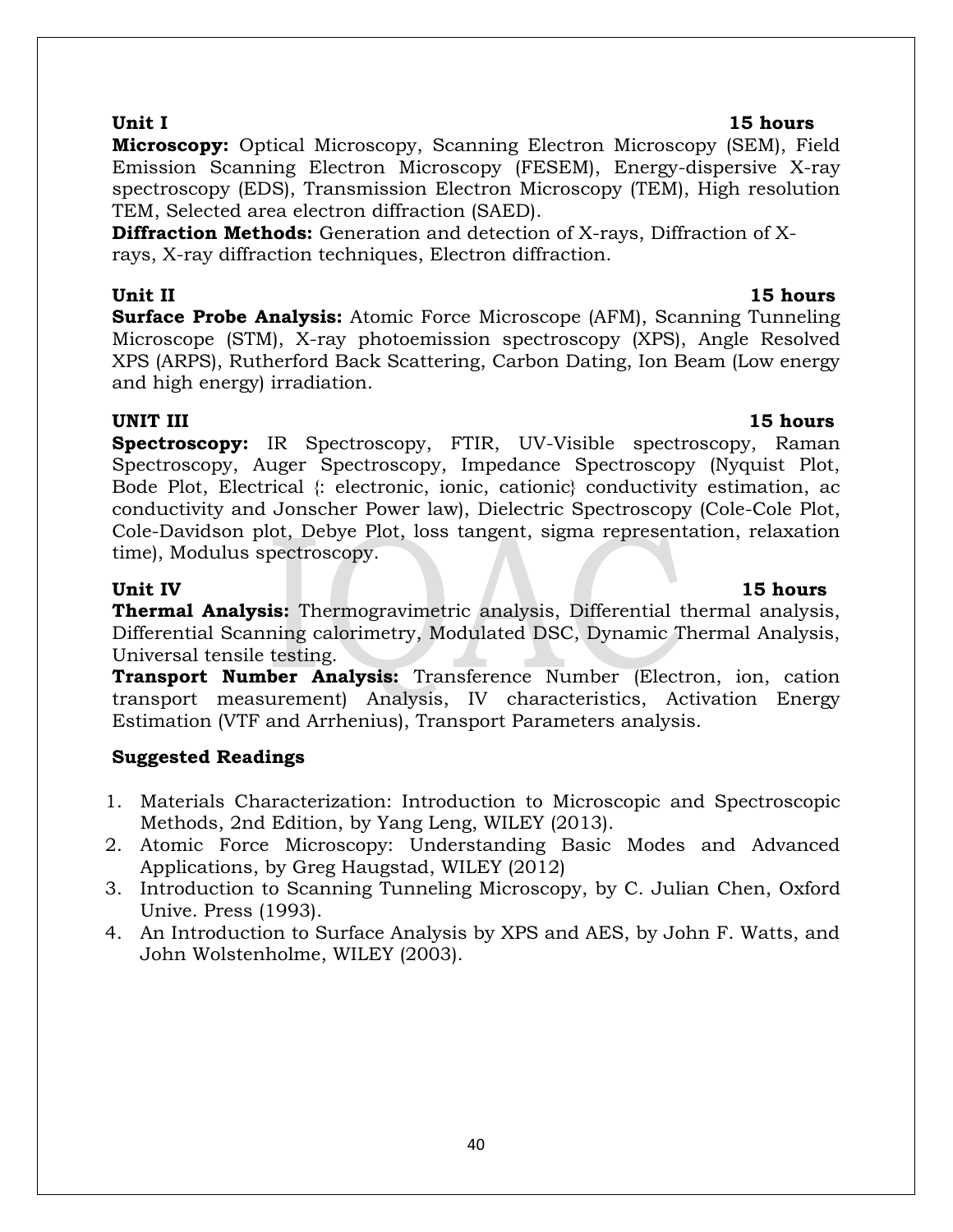**Unit I 15 hours**

**Microscopy:** Optical Microscopy, Scanning Electron Microscopy (SEM), Field Emission Scanning Electron Microscopy (FESEM), Energy-dispersive X-ray spectroscopy (EDS), Transmission Electron Microscopy (TEM), High resolution TEM, Selected area electron diffraction (SAED).

**Diffraction Methods:** Generation and detection of X-rays, Diffraction of X-rays, X-ray diffraction techniques, Electron diffraction.

**Unit II 15 hours**

**Surface Probe Analysis:** Atomic Force Microscope (AFM), Scanning Tunneling Microscope (STM), X-ray photoemission spectroscopy (XPS), Angle Resolved XPS (ARPS), Rutherford Back Scattering, Carbon Dating, Ion Beam (Low energy and high energy) irradiation.

**UNIT III 15 hours**

**Spectroscopy:** IR Spectroscopy, FTIR, UV-Visible spectroscopy, Raman Spectroscopy, Auger Spectroscopy, Impedance Spectroscopy (Nyquist Plot, Bode Plot, Electrical {: electronic, ionic, cationic} conductivity estimation, ac conductivity and Jonscher Power law), Dielectric Spectroscopy (Cole-Cole Plot, Cole-Davidson plot, Debye Plot, loss tangent, sigma representation, relaxation time), Modulus spectroscopy.

**Unit IV 15 hours**

**Thermal Analysis:** Thermogravimetric analysis, Differential thermal analysis, Differential Scanning calorimetry, Modulated DSC, Dynamic Thermal Analysis, Universal tensile testing.

**Transport Number Analysis:** Transference Number (Electron, ion, cation transport measurement) Analysis, IV characteristics, Activation Energy Estimation (VTF and Arrhenius), Transport Parameters analysis.

**Suggested Readings**

1. Materials Characterization: Introduction to Microscopic and Spectroscopic Methods, 2nd Edition, by Yang Leng, WILEY (2013).
2. Atomic Force Microscopy: Understanding Basic Modes and Advanced Applications, by Greg Haugstad, WILEY (2012)
3. Introduction to Scanning Tunneling Microscopy, by C. Julian Chen, Oxford Unive. Press (1993).
4. An Introduction to Surface Analysis by XPS and AES, by John F. Watts, and John Wolstenholme, WILEY (2003).